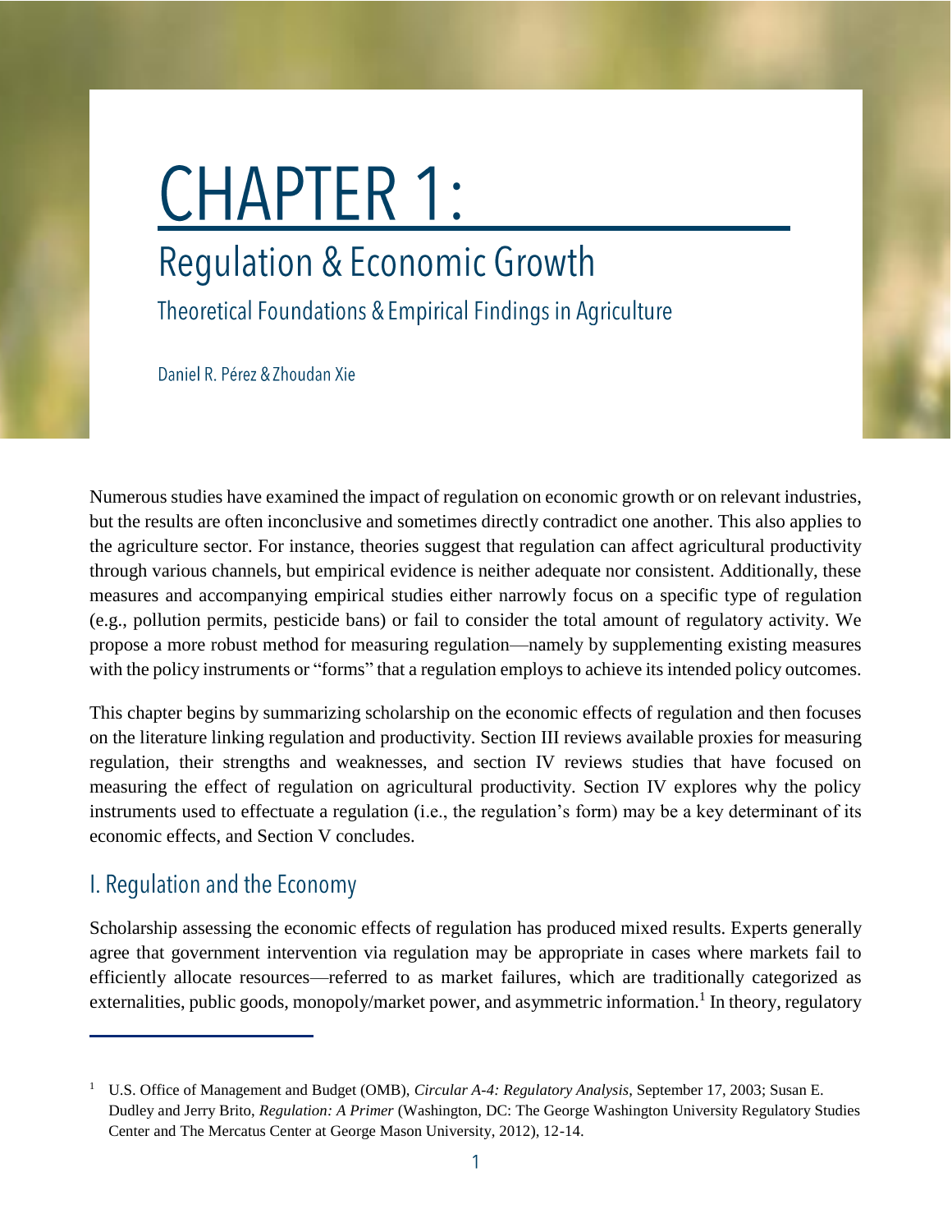# CHAPTER 1:

## Regulation & Economic Growth

### Theoretical Foundations & Empirical Findings in Agriculture

Daniel R. Pérez & Zhoudan Xie

Numerous studies have examined the impact of regulation on economic growth or on relevant industries, but the results are often inconclusive and sometimes directly contradict one another. This also applies to the agriculture sector. For instance, theories suggest that regulation can affect agricultural productivity through various channels, but empirical evidence is neither adequate nor consistent. Additionally, these measures and accompanying empirical studies either narrowly focus on a specific type of regulation (e.g., pollution permits, pesticide bans) or fail to consider the total amount of regulatory activity. We propose a more robust method for measuring regulation—namely by supplementing existing measures with the policy instruments or "forms" that a regulation employs to achieve its intended policy outcomes.

This chapter begins by summarizing scholarship on the economic effects of regulation and then focuses on the literature linking regulation and productivity. Section III reviews available proxies for measuring regulation, their strengths and weaknesses, and section IV reviews studies that have focused on measuring the effect of regulation on agricultural productivity. Section IV explores why the policy instruments used to effectuate a regulation (i.e., the regulation's form) may be a key determinant of its economic effects, and Section V concludes.

## I. Regulation and the Economy

Scholarship assessing the economic effects of regulation has produced mixed results. Experts generally agree that government intervention via regulation may be appropriate in cases where markets fail to efficiently allocate resources—referred to as market failures, which are traditionally categorized as externalities, public goods, monopoly/market power, and asymmetric information.[1] In theory, regulatory

---

[1] U.S. Office of Management and Budget (OMB), *Circular A-4: Regulatory Analysis*, September 17, 2003; Susan E. Dudley and Jerry Brito, *Regulation: A Primer* (Washington, DC: The George Washington University Regulatory Studies Center and The Mercatus Center at George Mason University, 2012), 12-14.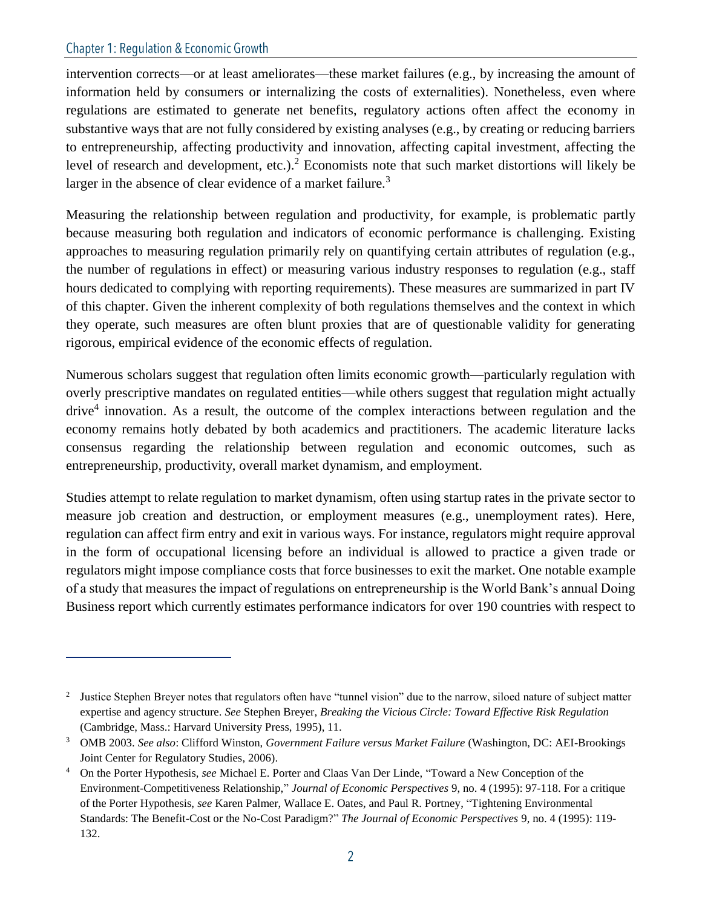intervention corrects—or at least ameliorates—these market failures (e.g., by increasing the amount of information held by consumers or internalizing the costs of externalities). Nonetheless, even where regulations are estimated to generate net benefits, regulatory actions often affect the economy in substantive ways that are not fully considered by existing analyses (e.g., by creating or reducing barriers to entrepreneurship, affecting productivity and innovation, affecting capital investment, affecting the level of research and development, etc.).[2] Economists note that such market distortions will likely be larger in the absence of clear evidence of a market failure.[3]

Measuring the relationship between regulation and productivity, for example, is problematic partly because measuring both regulation and indicators of economic performance is challenging. Existing approaches to measuring regulation primarily rely on quantifying certain attributes of regulation (e.g., the number of regulations in effect) or measuring various industry responses to regulation (e.g., staff hours dedicated to complying with reporting requirements). These measures are summarized in part IV of this chapter. Given the inherent complexity of both regulations themselves and the context in which they operate, such measures are often blunt proxies that are of questionable validity for generating rigorous, empirical evidence of the economic effects of regulation.

Numerous scholars suggest that regulation often limits economic growth—particularly regulation with overly prescriptive mandates on regulated entities—while others suggest that regulation might actually drive[4] innovation. As a result, the outcome of the complex interactions between regulation and the economy remains hotly debated by both academics and practitioners. The academic literature lacks consensus regarding the relationship between regulation and economic outcomes, such as entrepreneurship, productivity, overall market dynamism, and employment.

Studies attempt to relate regulation to market dynamism, often using startup rates in the private sector to measure job creation and destruction, or employment measures (e.g., unemployment rates). Here, regulation can affect firm entry and exit in various ways. For instance, regulators might require approval in the form of occupational licensing before an individual is allowed to practice a given trade or regulators might impose compliance costs that force businesses to exit the market. One notable example of a study that measures the impact of regulations on entrepreneurship is the World Bank's annual Doing Business report which currently estimates performance indicators for over 190 countries with respect to

---

[2] Justice Stephen Breyer notes that regulators often have "tunnel vision" due to the narrow, siloed nature of subject matter expertise and agency structure. *See* Stephen Breyer, *Breaking the Vicious Circle: Toward Effective Risk Regulation* (Cambridge, Mass.: Harvard University Press, 1995), 11.

[3] OMB 2003. *See also*: Clifford Winston, *Government Failure versus Market Failure* (Washington, DC: AEI-Brookings Joint Center for Regulatory Studies, 2006).

[4] On the Porter Hypothesis, *see* Michael E. Porter and Claas Van Der Linde, "Toward a New Conception of the Environment-Competitiveness Relationship," *Journal of Economic Perspectives* 9, no. 4 (1995): 97-118. For a critique of the Porter Hypothesis, *see* Karen Palmer, Wallace E. Oates, and Paul R. Portney, "Tightening Environmental Standards: The Benefit-Cost or the No-Cost Paradigm?" *The Journal of Economic Perspectives* 9, no. 4 (1995): 119-132.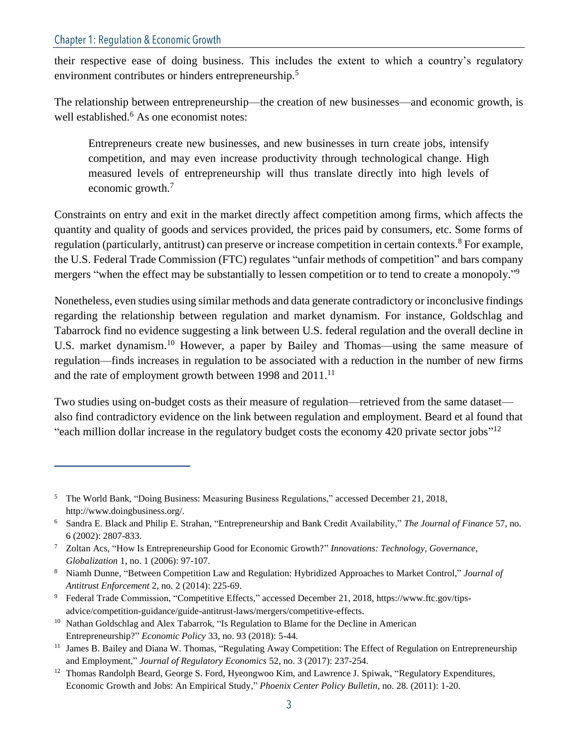their respective ease of doing business. This includes the extent to which a country's regulatory environment contributes or hinders entrepreneurship.[5]

The relationship between entrepreneurship—the creation of new businesses—and economic growth, is well established.[6] As one economist notes:

> Entrepreneurs create new businesses, and new businesses in turn create jobs, intensify competition, and may even increase productivity through technological change. High measured levels of entrepreneurship will thus translate directly into high levels of economic growth.[7]

Constraints on entry and exit in the market directly affect competition among firms, which affects the quantity and quality of goods and services provided, the prices paid by consumers, etc. Some forms of regulation (particularly, antitrust) can preserve or increase competition in certain contexts.[8] For example, the U.S. Federal Trade Commission (FTC) regulates "unfair methods of competition" and bars company mergers "when the effect may be substantially to lessen competition or to tend to create a monopoly."[9]

Nonetheless, even studies using similar methods and data generate contradictory or inconclusive findings regarding the relationship between regulation and market dynamism. For instance, Goldschlag and Tabarrock find no evidence suggesting a link between U.S. federal regulation and the overall decline in U.S. market dynamism.[10] However, a paper by Bailey and Thomas—using the same measure of regulation—finds increases in regulation to be associated with a reduction in the number of new firms and the rate of employment growth between 1998 and 2011.[11]

Two studies using on-budget costs as their measure of regulation—retrieved from the same dataset—also find contradictory evidence on the link between regulation and employment. Beard et al found that "each million dollar increase in the regulatory budget costs the economy 420 private sector jobs"[12]

---

[5] The World Bank, "Doing Business: Measuring Business Regulations," accessed December 21, 2018, http://www.doingbusiness.org/.

[6] Sandra E. Black and Philip E. Strahan, "Entrepreneurship and Bank Credit Availability," *The Journal of Finance* 57, no. 6 (2002): 2807-833.

[7] Zoltan Acs, "How Is Entrepreneurship Good for Economic Growth?" *Innovations: Technology, Governance, Globalization* 1, no. 1 (2006): 97-107.

[8] Niamh Dunne, "Between Competition Law and Regulation: Hybridized Approaches to Market Control," *Journal of Antitrust Enforcement* 2, no. 2 (2014): 225-69.

[9] Federal Trade Commission, "Competitive Effects," accessed December 21, 2018, https://www.ftc.gov/tips-advice/competition-guidance/guide-antitrust-laws/mergers/competitive-effects.

[10] Nathan Goldschlag and Alex Tabarrok, "Is Regulation to Blame for the Decline in American Entrepreneurship?" *Economic Policy* 33, no. 93 (2018): 5-44.

[11] James B. Bailey and Diana W. Thomas, "Regulating Away Competition: The Effect of Regulation on Entrepreneurship and Employment," *Journal of Regulatory Economics* 52, no. 3 (2017): 237-254.

[12] Thomas Randolph Beard, George S. Ford, Hyeongwoo Kim, and Lawrence J. Spiwak, "Regulatory Expenditures, Economic Growth and Jobs: An Empirical Study," *Phoenix Center Policy Bulletin*, no. 28. (2011): 1-20.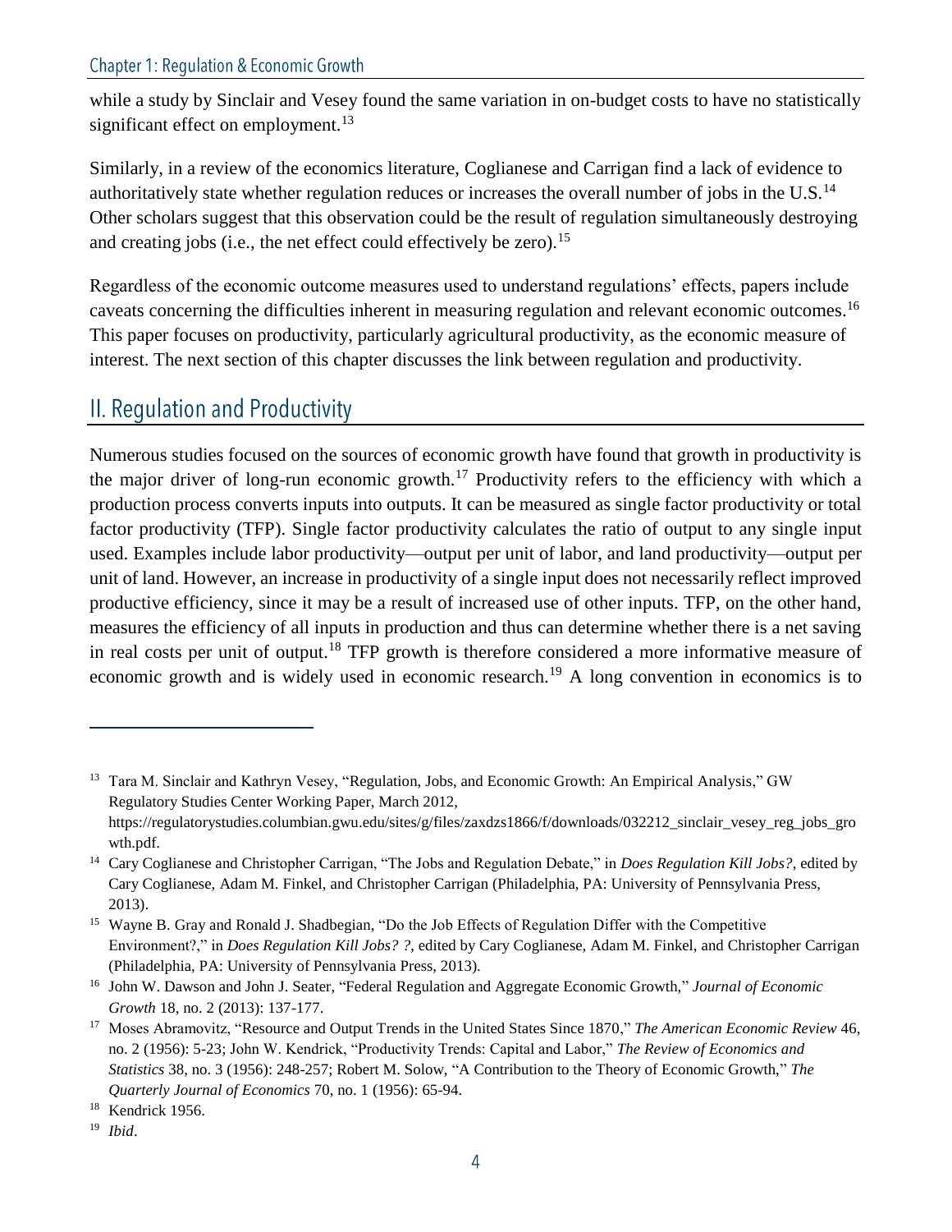while a study by Sinclair and Vesey found the same variation in on-budget costs to have no statistically significant effect on employment.[13]

Similarly, in a review of the economics literature, Coglianese and Carrigan find a lack of evidence to authoritatively state whether regulation reduces or increases the overall number of jobs in the U.S.[14] Other scholars suggest that this observation could be the result of regulation simultaneously destroying and creating jobs (i.e., the net effect could effectively be zero).[15]

Regardless of the economic outcome measures used to understand regulations' effects, papers include caveats concerning the difficulties inherent in measuring regulation and relevant economic outcomes.[16] This paper focuses on productivity, particularly agricultural productivity, as the economic measure of interest. The next section of this chapter discusses the link between regulation and productivity.

## II. Regulation and Productivity

Numerous studies focused on the sources of economic growth have found that growth in productivity is the major driver of long-run economic growth.[17] Productivity refers to the efficiency with which a production process converts inputs into outputs. It can be measured as single factor productivity or total factor productivity (TFP). Single factor productivity calculates the ratio of output to any single input used. Examples include labor productivity—output per unit of labor, and land productivity—output per unit of land. However, an increase in productivity of a single input does not necessarily reflect improved productive efficiency, since it may be a result of increased use of other inputs. TFP, on the other hand, measures the efficiency of all inputs in production and thus can determine whether there is a net saving in real costs per unit of output.[18] TFP growth is therefore considered a more informative measure of economic growth and is widely used in economic research.[19] A long convention in economics is to

---

[13] Tara M. Sinclair and Kathryn Vesey, "Regulation, Jobs, and Economic Growth: An Empirical Analysis," GW Regulatory Studies Center Working Paper, March 2012, https://regulatorystudies.columbian.gwu.edu/sites/g/files/zaxdzs1866/f/downloads/032212_sinclair_vesey_reg_jobs_growth.pdf.

[14] Cary Coglianese and Christopher Carrigan, "The Jobs and Regulation Debate," in *Does Regulation Kill Jobs?*, edited by Cary Coglianese, Adam M. Finkel, and Christopher Carrigan (Philadelphia, PA: University of Pennsylvania Press, 2013).

[15] Wayne B. Gray and Ronald J. Shadbegian, "Do the Job Effects of Regulation Differ with the Competitive Environment?," in *Does Regulation Kill Jobs? ?*, edited by Cary Coglianese, Adam M. Finkel, and Christopher Carrigan (Philadelphia, PA: University of Pennsylvania Press, 2013).

[16] John W. Dawson and John J. Seater, "Federal Regulation and Aggregate Economic Growth," *Journal of Economic Growth* 18, no. 2 (2013): 137-177.

[17] Moses Abramovitz, "Resource and Output Trends in the United States Since 1870," *The American Economic Review* 46, no. 2 (1956): 5-23; John W. Kendrick, "Productivity Trends: Capital and Labor," *The Review of Economics and Statistics* 38, no. 3 (1956): 248-257; Robert M. Solow, "A Contribution to the Theory of Economic Growth," *The Quarterly Journal of Economics* 70, no. 1 (1956): 65-94.

[18] Kendrick 1956.

[19] *Ibid*.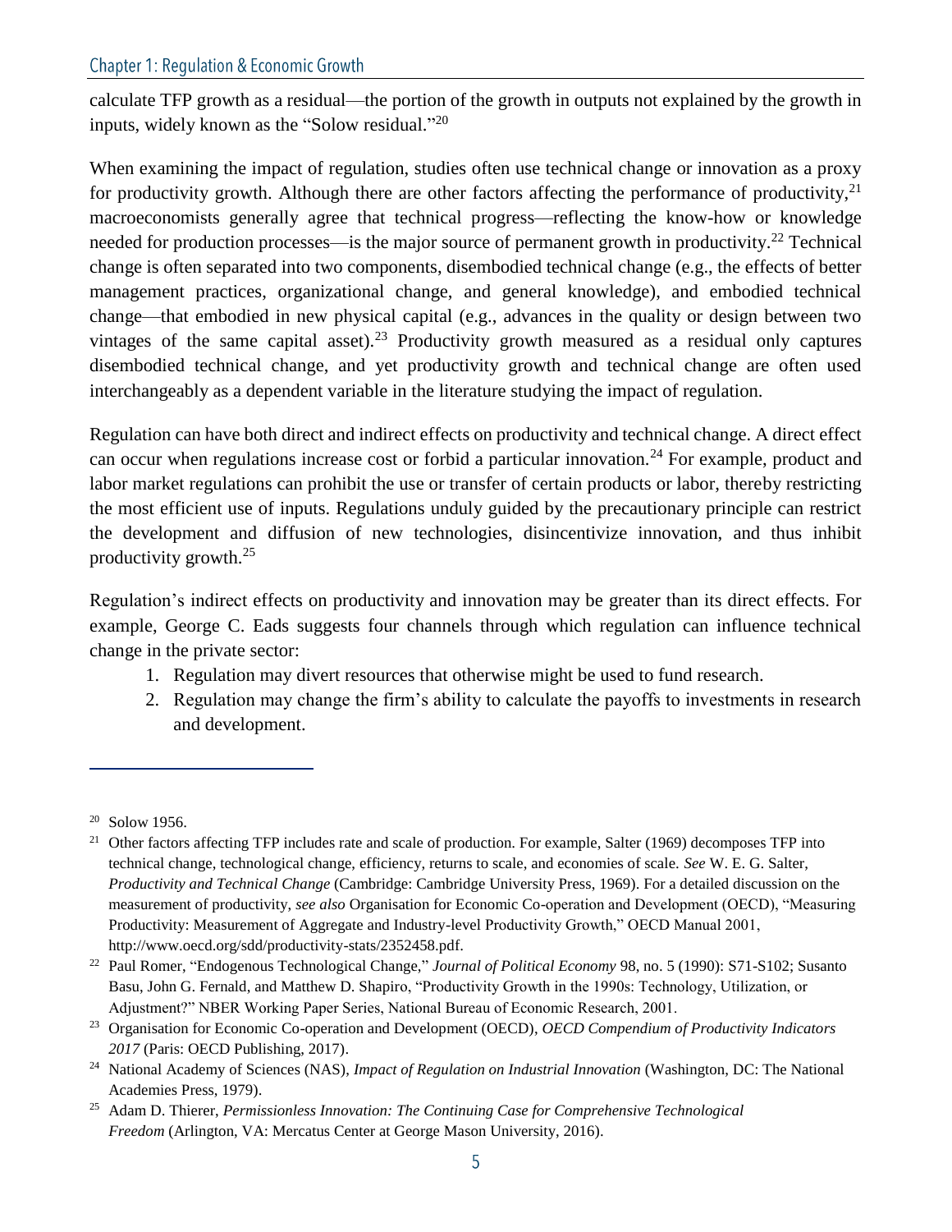calculate TFP growth as a residual—the portion of the growth in outputs not explained by the growth in inputs, widely known as the "Solow residual."[20]

When examining the impact of regulation, studies often use technical change or innovation as a proxy for productivity growth. Although there are other factors affecting the performance of productivity,[21] macroeconomists generally agree that technical progress—reflecting the know-how or knowledge needed for production processes—is the major source of permanent growth in productivity.[22] Technical change is often separated into two components, disembodied technical change (e.g., the effects of better management practices, organizational change, and general knowledge), and embodied technical change—that embodied in new physical capital (e.g., advances in the quality or design between two vintages of the same capital asset).[23] Productivity growth measured as a residual only captures disembodied technical change, and yet productivity growth and technical change are often used interchangeably as a dependent variable in the literature studying the impact of regulation.

Regulation can have both direct and indirect effects on productivity and technical change. A direct effect can occur when regulations increase cost or forbid a particular innovation.[24] For example, product and labor market regulations can prohibit the use or transfer of certain products or labor, thereby restricting the most efficient use of inputs. Regulations unduly guided by the precautionary principle can restrict the development and diffusion of new technologies, disincentivize innovation, and thus inhibit productivity growth.[25]

Regulation's indirect effects on productivity and innovation may be greater than its direct effects. For example, George C. Eads suggests four channels through which regulation can influence technical change in the private sector:

1. Regulation may divert resources that otherwise might be used to fund research.
2. Regulation may change the firm's ability to calculate the payoffs to investments in research and development.

---

[20] Solow 1956.

[21] Other factors affecting TFP includes rate and scale of production. For example, Salter (1969) decomposes TFP into technical change, technological change, efficiency, returns to scale, and economies of scale. *See* W. E. G. Salter, *Productivity and Technical Change* (Cambridge: Cambridge University Press, 1969). For a detailed discussion on the measurement of productivity, *see also* Organisation for Economic Co-operation and Development (OECD), "Measuring Productivity: Measurement of Aggregate and Industry-level Productivity Growth," OECD Manual 2001, http://www.oecd.org/sdd/productivity-stats/2352458.pdf.

[22] Paul Romer, "Endogenous Technological Change," *Journal of Political Economy* 98, no. 5 (1990): S71-S102; Susanto Basu, John G. Fernald, and Matthew D. Shapiro, "Productivity Growth in the 1990s: Technology, Utilization, or Adjustment?" NBER Working Paper Series, National Bureau of Economic Research, 2001.

[23] Organisation for Economic Co-operation and Development (OECD), *OECD Compendium of Productivity Indicators 2017* (Paris: OECD Publishing, 2017).

[24] National Academy of Sciences (NAS), *Impact of Regulation on Industrial Innovation* (Washington, DC: The National Academies Press, 1979).

[25] Adam D. Thierer, *Permissionless Innovation: The Continuing Case for Comprehensive Technological Freedom* (Arlington, VA: Mercatus Center at George Mason University, 2016).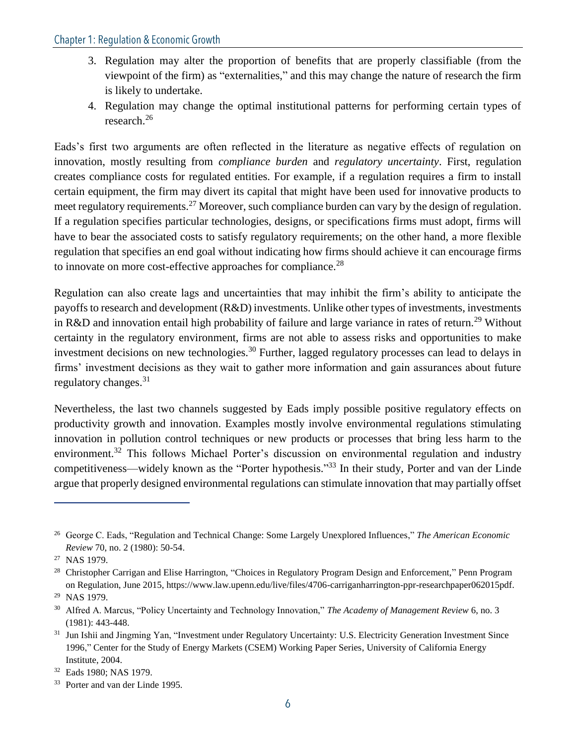3. Regulation may alter the proportion of benefits that are properly classifiable (from the viewpoint of the firm) as "externalities," and this may change the nature of research the firm is likely to undertake.
4. Regulation may change the optimal institutional patterns for performing certain types of research.[26]

Eads's first two arguments are often reflected in the literature as negative effects of regulation on innovation, mostly resulting from *compliance burden* and *regulatory uncertainty*. First, regulation creates compliance costs for regulated entities. For example, if a regulation requires a firm to install certain equipment, the firm may divert its capital that might have been used for innovative products to meet regulatory requirements.[27] Moreover, such compliance burden can vary by the design of regulation. If a regulation specifies particular technologies, designs, or specifications firms must adopt, firms will have to bear the associated costs to satisfy regulatory requirements; on the other hand, a more flexible regulation that specifies an end goal without indicating how firms should achieve it can encourage firms to innovate on more cost-effective approaches for compliance.[28]

Regulation can also create lags and uncertainties that may inhibit the firm's ability to anticipate the payoffs to research and development (R&D) investments. Unlike other types of investments, investments in R&D and innovation entail high probability of failure and large variance in rates of return.[29] Without certainty in the regulatory environment, firms are not able to assess risks and opportunities to make investment decisions on new technologies.[30] Further, lagged regulatory processes can lead to delays in firms' investment decisions as they wait to gather more information and gain assurances about future regulatory changes.[31]

Nevertheless, the last two channels suggested by Eads imply possible positive regulatory effects on productivity growth and innovation. Examples mostly involve environmental regulations stimulating innovation in pollution control techniques or new products or processes that bring less harm to the environment.[32] This follows Michael Porter's discussion on environmental regulation and industry competitiveness—widely known as the "Porter hypothesis."[33] In their study, Porter and van der Linde argue that properly designed environmental regulations can stimulate innovation that may partially offset

---

[26] George C. Eads, "Regulation and Technical Change: Some Largely Unexplored Influences," *The American Economic Review* 70, no. 2 (1980): 50-54.

[27] NAS 1979.

[28] Christopher Carrigan and Elise Harrington, "Choices in Regulatory Program Design and Enforcement," Penn Program on Regulation, June 2015, https://www.law.upenn.edu/live/files/4706-carriganharrington-ppr-researchpaper062015pdf.

[29] NAS 1979.

[30] Alfred A. Marcus, "Policy Uncertainty and Technology Innovation," *The Academy of Management Review* 6, no. 3 (1981): 443-448.

[31] Jun Ishii and Jingming Yan, "Investment under Regulatory Uncertainty: U.S. Electricity Generation Investment Since 1996," Center for the Study of Energy Markets (CSEM) Working Paper Series, University of California Energy Institute, 2004.

[32] Eads 1980; NAS 1979.

[33] Porter and van der Linde 1995.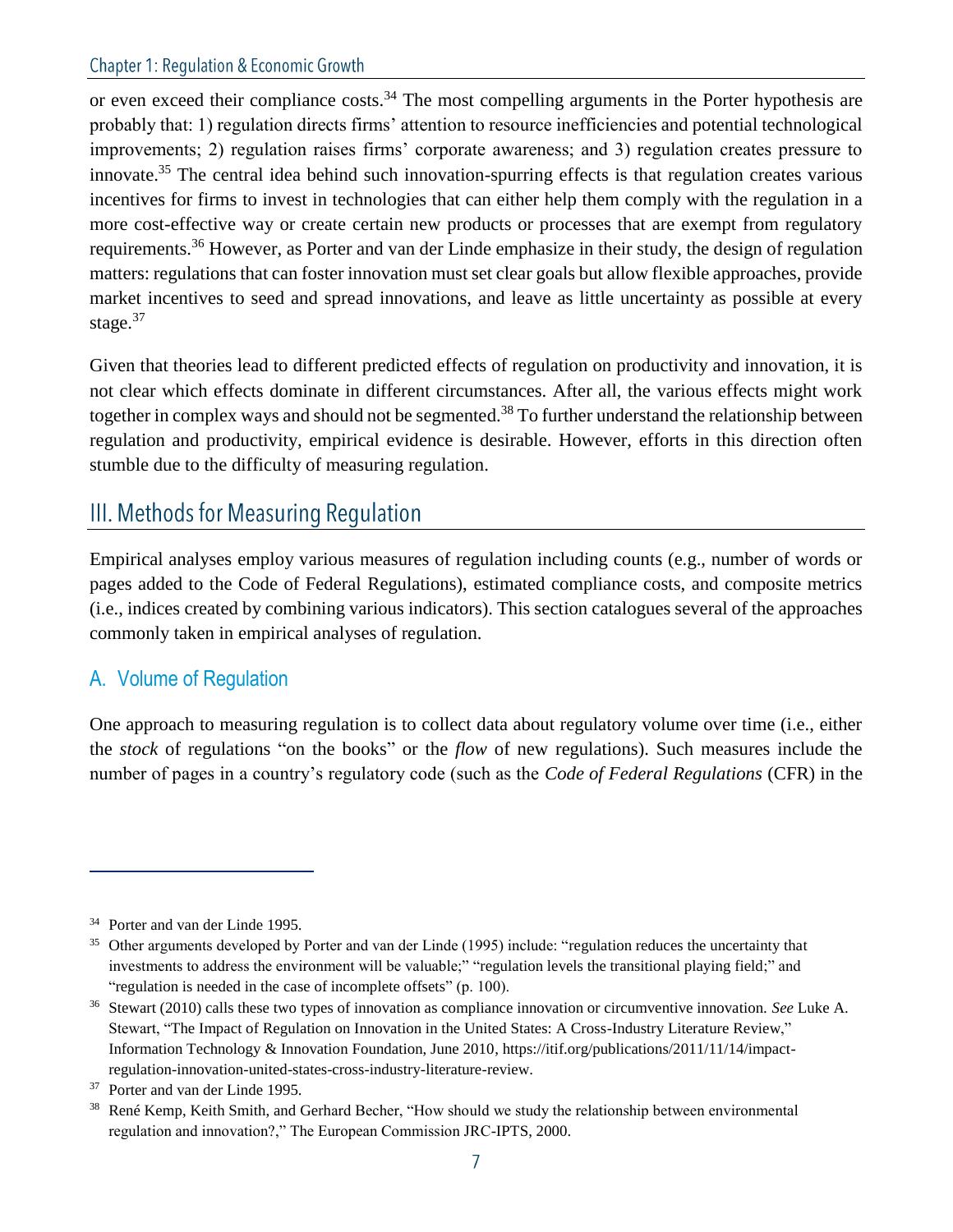or even exceed their compliance costs.[34] The most compelling arguments in the Porter hypothesis are probably that: 1) regulation directs firms' attention to resource inefficiencies and potential technological improvements; 2) regulation raises firms' corporate awareness; and 3) regulation creates pressure to innovate.[35] The central idea behind such innovation-spurring effects is that regulation creates various incentives for firms to invest in technologies that can either help them comply with the regulation in a more cost-effective way or create certain new products or processes that are exempt from regulatory requirements.[36] However, as Porter and van der Linde emphasize in their study, the design of regulation matters: regulations that can foster innovation must set clear goals but allow flexible approaches, provide market incentives to seed and spread innovations, and leave as little uncertainty as possible at every stage.[37]

Given that theories lead to different predicted effects of regulation on productivity and innovation, it is not clear which effects dominate in different circumstances. After all, the various effects might work together in complex ways and should not be segmented.[38] To further understand the relationship between regulation and productivity, empirical evidence is desirable. However, efforts in this direction often stumble due to the difficulty of measuring regulation.

## III. Methods for Measuring Regulation

Empirical analyses employ various measures of regulation including counts (e.g., number of words or pages added to the Code of Federal Regulations), estimated compliance costs, and composite metrics (i.e., indices created by combining various indicators). This section catalogues several of the approaches commonly taken in empirical analyses of regulation.

### A. Volume of Regulation

One approach to measuring regulation is to collect data about regulatory volume over time (i.e., either the *stock* of regulations "on the books" or the *flow* of new regulations). Such measures include the number of pages in a country's regulatory code (such as the *Code of Federal Regulations* (CFR) in the

---

[34] Porter and van der Linde 1995.

[35] Other arguments developed by Porter and van der Linde (1995) include: "regulation reduces the uncertainty that investments to address the environment will be valuable;" "regulation levels the transitional playing field;" and "regulation is needed in the case of incomplete offsets" (p. 100).

[36] Stewart (2010) calls these two types of innovation as compliance innovation or circumventive innovation. *See* Luke A. Stewart, "The Impact of Regulation on Innovation in the United States: A Cross-Industry Literature Review," Information Technology & Innovation Foundation, June 2010, https://itif.org/publications/2011/11/14/impact-regulation-innovation-united-states-cross-industry-literature-review.

[37] Porter and van der Linde 1995.

[38] René Kemp, Keith Smith, and Gerhard Becher, "How should we study the relationship between environmental regulation and innovation?," The European Commission JRC-IPTS, 2000.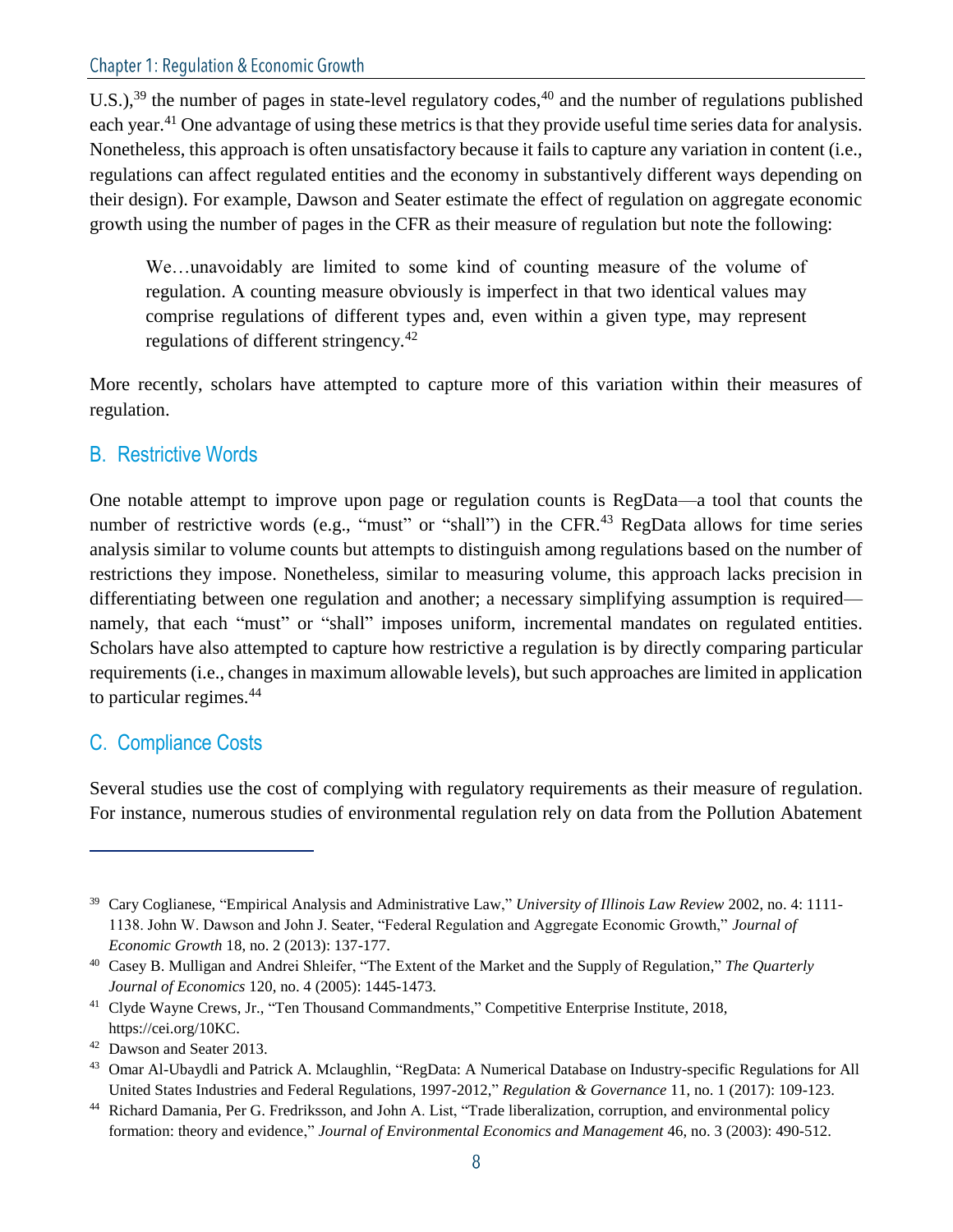U.S.),[39] the number of pages in state-level regulatory codes,[40] and the number of regulations published each year.[41] One advantage of using these metrics is that they provide useful time series data for analysis. Nonetheless, this approach is often unsatisfactory because it fails to capture any variation in content (i.e., regulations can affect regulated entities and the economy in substantively different ways depending on their design). For example, Dawson and Seater estimate the effect of regulation on aggregate economic growth using the number of pages in the CFR as their measure of regulation but note the following:

> We…unavoidably are limited to some kind of counting measure of the volume of regulation. A counting measure obviously is imperfect in that two identical values may comprise regulations of different types and, even within a given type, may represent regulations of different stringency.[42]

More recently, scholars have attempted to capture more of this variation within their measures of regulation.

## B. Restrictive Words

One notable attempt to improve upon page or regulation counts is RegData—a tool that counts the number of restrictive words (e.g., "must" or "shall") in the CFR.[43] RegData allows for time series analysis similar to volume counts but attempts to distinguish among regulations based on the number of restrictions they impose. Nonetheless, similar to measuring volume, this approach lacks precision in differentiating between one regulation and another; a necessary simplifying assumption is required—namely, that each "must" or "shall" imposes uniform, incremental mandates on regulated entities. Scholars have also attempted to capture how restrictive a regulation is by directly comparing particular requirements (i.e., changes in maximum allowable levels), but such approaches are limited in application to particular regimes.[44]

## C. Compliance Costs

Several studies use the cost of complying with regulatory requirements as their measure of regulation. For instance, numerous studies of environmental regulation rely on data from the Pollution Abatement

---

[39] Cary Coglianese, "Empirical Analysis and Administrative Law," *University of Illinois Law Review* 2002, no. 4: 1111-1138. John W. Dawson and John J. Seater, "Federal Regulation and Aggregate Economic Growth," *Journal of Economic Growth* 18, no. 2 (2013): 137-177.

[40] Casey B. Mulligan and Andrei Shleifer, "The Extent of the Market and the Supply of Regulation," *The Quarterly Journal of Economics* 120, no. 4 (2005): 1445-1473.

[41] Clyde Wayne Crews, Jr., "Ten Thousand Commandments," Competitive Enterprise Institute, 2018, https://cei.org/10KC.

[42] Dawson and Seater 2013.

[43] Omar Al-Ubaydli and Patrick A. Mclaughlin, "RegData: A Numerical Database on Industry-specific Regulations for All United States Industries and Federal Regulations, 1997-2012," *Regulation & Governance* 11, no. 1 (2017): 109-123.

[44] Richard Damania, Per G. Fredriksson, and John A. List, "Trade liberalization, corruption, and environmental policy formation: theory and evidence," *Journal of Environmental Economics and Management* 46, no. 3 (2003): 490-512.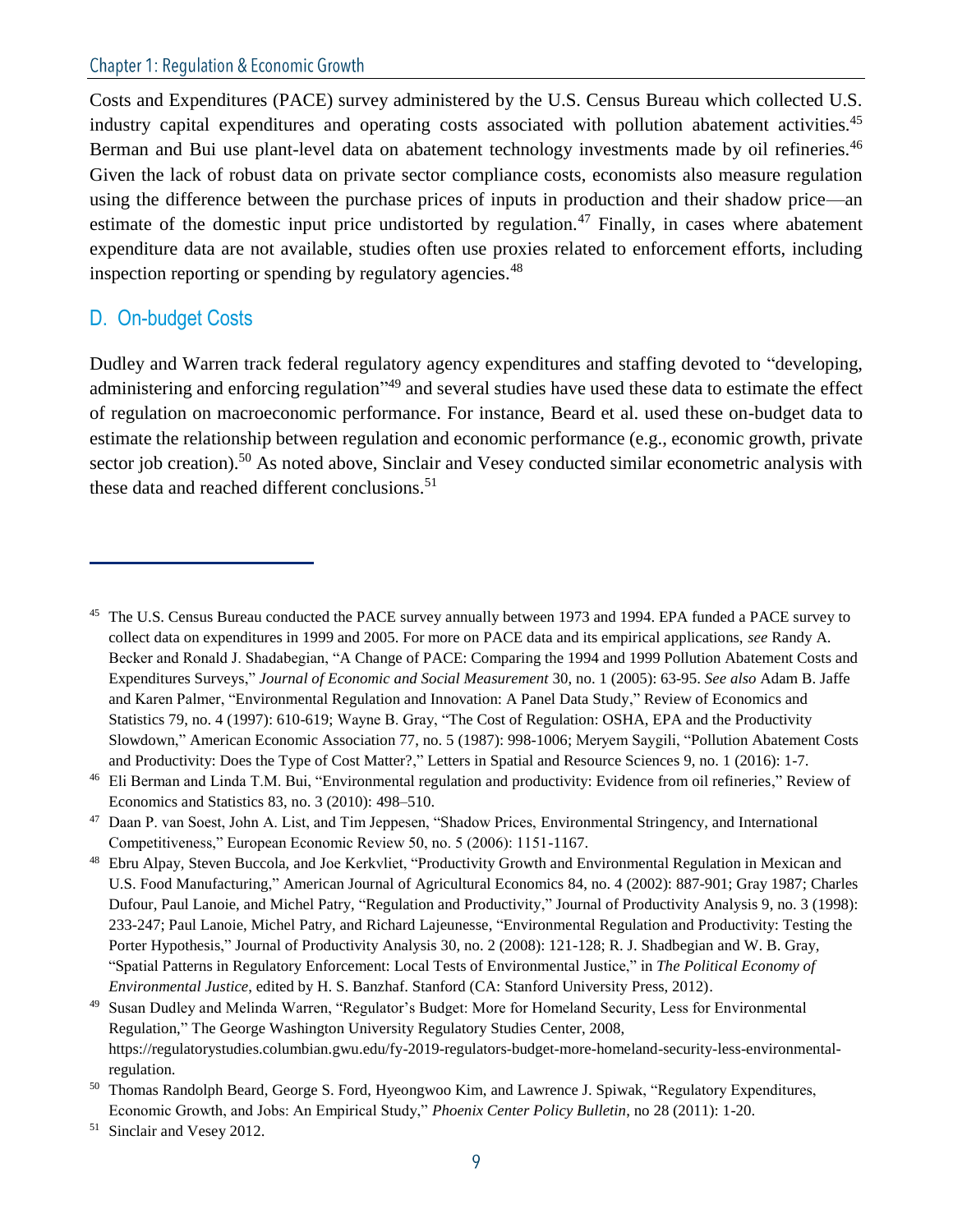Costs and Expenditures (PACE) survey administered by the U.S. Census Bureau which collected U.S. industry capital expenditures and operating costs associated with pollution abatement activities.[45] Berman and Bui use plant-level data on abatement technology investments made by oil refineries.[46] Given the lack of robust data on private sector compliance costs, economists also measure regulation using the difference between the purchase prices of inputs in production and their shadow price—an estimate of the domestic input price undistorted by regulation.[47] Finally, in cases where abatement expenditure data are not available, studies often use proxies related to enforcement efforts, including inspection reporting or spending by regulatory agencies.[48]

## D. On-budget Costs

Dudley and Warren track federal regulatory agency expenditures and staffing devoted to "developing, administering and enforcing regulation"[49] and several studies have used these data to estimate the effect of regulation on macroeconomic performance. For instance, Beard et al. used these on-budget data to estimate the relationship between regulation and economic performance (e.g., economic growth, private sector job creation).[50] As noted above, Sinclair and Vesey conducted similar econometric analysis with these data and reached different conclusions.[51]

---

[45] The U.S. Census Bureau conducted the PACE survey annually between 1973 and 1994. EPA funded a PACE survey to collect data on expenditures in 1999 and 2005. For more on PACE data and its empirical applications, *see* Randy A. Becker and Ronald J. Shadabegian, "A Change of PACE: Comparing the 1994 and 1999 Pollution Abatement Costs and Expenditures Surveys," *Journal of Economic and Social Measurement* 30, no. 1 (2005): 63-95. *See also* Adam B. Jaffe and Karen Palmer, "Environmental Regulation and Innovation: A Panel Data Study," Review of Economics and Statistics 79, no. 4 (1997): 610-619; Wayne B. Gray, "The Cost of Regulation: OSHA, EPA and the Productivity Slowdown," American Economic Association 77, no. 5 (1987): 998-1006; Meryem Saygili, "Pollution Abatement Costs and Productivity: Does the Type of Cost Matter?," Letters in Spatial and Resource Sciences 9, no. 1 (2016): 1-7.

[46] Eli Berman and Linda T.M. Bui, "Environmental regulation and productivity: Evidence from oil refineries," Review of Economics and Statistics 83, no. 3 (2010): 498–510.

[47] Daan P. van Soest, John A. List, and Tim Jeppesen, "Shadow Prices, Environmental Stringency, and International Competitiveness," European Economic Review 50, no. 5 (2006): 1151-1167.

[48] Ebru Alpay, Steven Buccola, and Joe Kerkvliet, "Productivity Growth and Environmental Regulation in Mexican and U.S. Food Manufacturing," American Journal of Agricultural Economics 84, no. 4 (2002): 887-901; Gray 1987; Charles Dufour, Paul Lanoie, and Michel Patry, "Regulation and Productivity," Journal of Productivity Analysis 9, no. 3 (1998): 233-247; Paul Lanoie, Michel Patry, and Richard Lajeunesse, "Environmental Regulation and Productivity: Testing the Porter Hypothesis," Journal of Productivity Analysis 30, no. 2 (2008): 121-128; R. J. Shadbegian and W. B. Gray, "Spatial Patterns in Regulatory Enforcement: Local Tests of Environmental Justice," in *The Political Economy of Environmental Justice*, edited by H. S. Banzhaf. Stanford (CA: Stanford University Press, 2012).

[49] Susan Dudley and Melinda Warren, "Regulator's Budget: More for Homeland Security, Less for Environmental Regulation," The George Washington University Regulatory Studies Center, 2008, https://regulatorystudies.columbian.gwu.edu/fy-2019-regulators-budget-more-homeland-security-less-environmental-regulation.

[50] Thomas Randolph Beard, George S. Ford, Hyeongwoo Kim, and Lawrence J. Spiwak, "Regulatory Expenditures, Economic Growth, and Jobs: An Empirical Study," *Phoenix Center Policy Bulletin*, no 28 (2011): 1-20.

[51] Sinclair and Vesey 2012.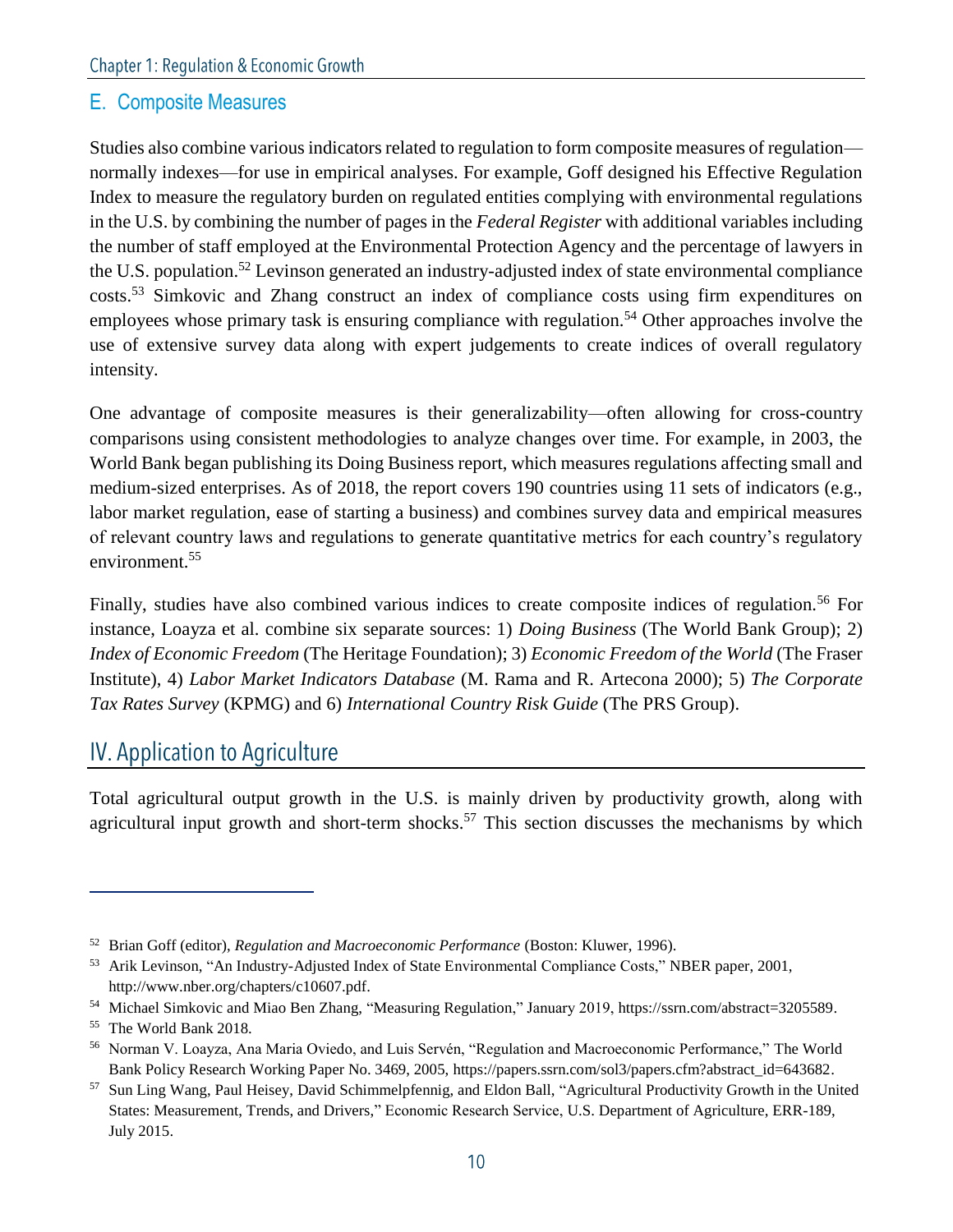## E. Composite Measures

Studies also combine various indicators related to regulation to form composite measures of regulation—normally indexes—for use in empirical analyses. For example, Goff designed his Effective Regulation Index to measure the regulatory burden on regulated entities complying with environmental regulations in the U.S. by combining the number of pages in the *Federal Register* with additional variables including the number of staff employed at the Environmental Protection Agency and the percentage of lawyers in the U.S. population.[52] Levinson generated an industry-adjusted index of state environmental compliance costs.[53] Simkovic and Zhang construct an index of compliance costs using firm expenditures on employees whose primary task is ensuring compliance with regulation.[54] Other approaches involve the use of extensive survey data along with expert judgements to create indices of overall regulatory intensity.

One advantage of composite measures is their generalizability—often allowing for cross-country comparisons using consistent methodologies to analyze changes over time. For example, in 2003, the World Bank began publishing its Doing Business report, which measures regulations affecting small and medium-sized enterprises. As of 2018, the report covers 190 countries using 11 sets of indicators (e.g., labor market regulation, ease of starting a business) and combines survey data and empirical measures of relevant country laws and regulations to generate quantitative metrics for each country's regulatory environment.[55]

Finally, studies have also combined various indices to create composite indices of regulation.[56] For instance, Loayza et al. combine six separate sources: 1) *Doing Business* (The World Bank Group); 2) *Index of Economic Freedom* (The Heritage Foundation); 3) *Economic Freedom of the World* (The Fraser Institute), 4) *Labor Market Indicators Database* (M. Rama and R. Artecona 2000); 5) *The Corporate Tax Rates Survey* (KPMG) and 6) *International Country Risk Guide* (The PRS Group).

# IV. Application to Agriculture

Total agricultural output growth in the U.S. is mainly driven by productivity growth, along with agricultural input growth and short-term shocks.[57] This section discusses the mechanisms by which

---

[52] Brian Goff (editor), *Regulation and Macroeconomic Performance* (Boston: Kluwer, 1996).

[53] Arik Levinson, "An Industry-Adjusted Index of State Environmental Compliance Costs," NBER paper, 2001, http://www.nber.org/chapters/c10607.pdf.

[54] Michael Simkovic and Miao Ben Zhang, "Measuring Regulation," January 2019, https://ssrn.com/abstract=3205589.

[55] The World Bank 2018.

[56] Norman V. Loayza, Ana Maria Oviedo, and Luis Servén, "Regulation and Macroeconomic Performance," The World Bank Policy Research Working Paper No. 3469, 2005, https://papers.ssrn.com/sol3/papers.cfm?abstract_id=643682.

[57] Sun Ling Wang, Paul Heisey, David Schimmelpfennig, and Eldon Ball, "Agricultural Productivity Growth in the United States: Measurement, Trends, and Drivers," Economic Research Service, U.S. Department of Agriculture, ERR-189, July 2015.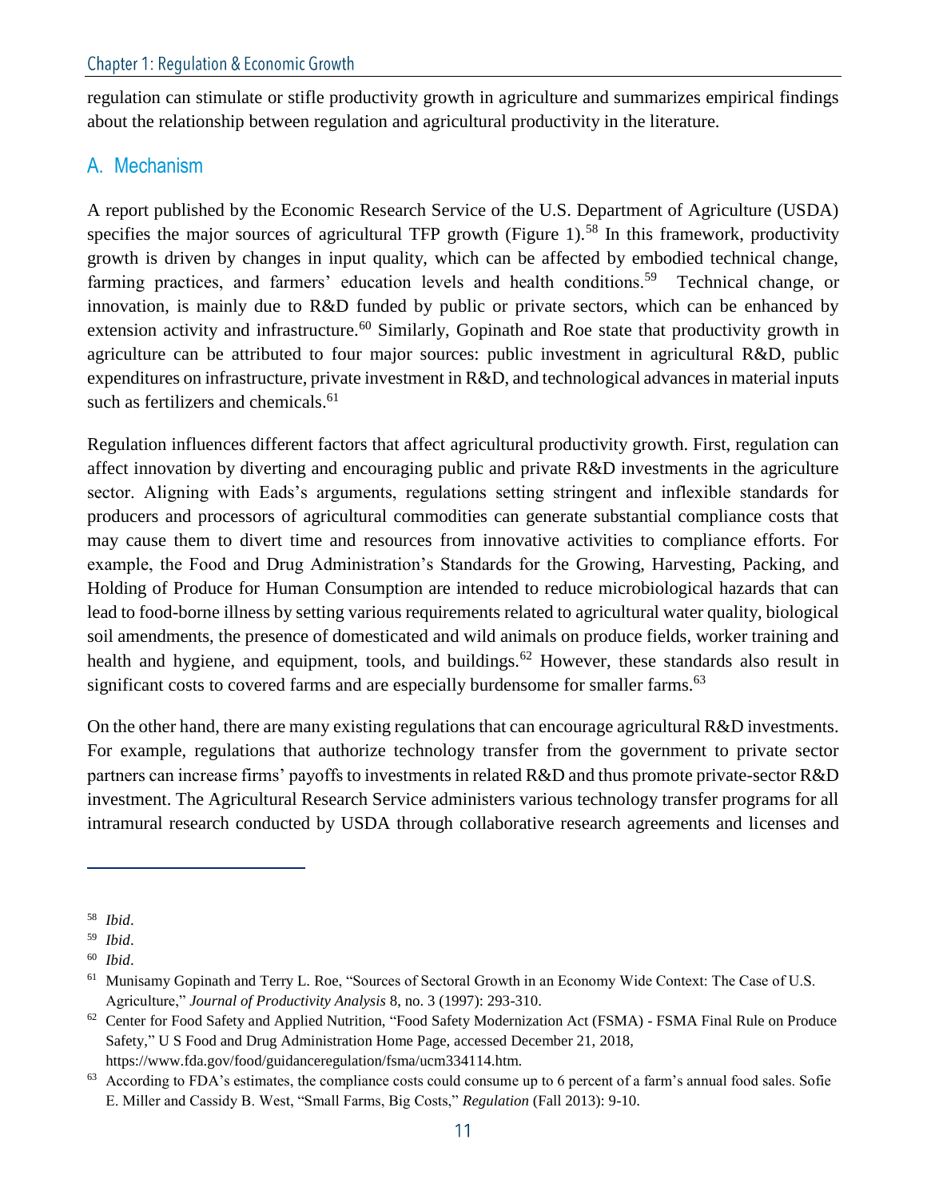regulation can stimulate or stifle productivity growth in agriculture and summarizes empirical findings about the relationship between regulation and agricultural productivity in the literature.

## A. Mechanism

A report published by the Economic Research Service of the U.S. Department of Agriculture (USDA) specifies the major sources of agricultural TFP growth (Figure 1).[58] In this framework, productivity growth is driven by changes in input quality, which can be affected by embodied technical change, farming practices, and farmers' education levels and health conditions.[59] Technical change, or innovation, is mainly due to R&D funded by public or private sectors, which can be enhanced by extension activity and infrastructure.[60] Similarly, Gopinath and Roe state that productivity growth in agriculture can be attributed to four major sources: public investment in agricultural R&D, public expenditures on infrastructure, private investment in R&D, and technological advances in material inputs such as fertilizers and chemicals.[61]

Regulation influences different factors that affect agricultural productivity growth. First, regulation can affect innovation by diverting and encouraging public and private R&D investments in the agriculture sector. Aligning with Eads's arguments, regulations setting stringent and inflexible standards for producers and processors of agricultural commodities can generate substantial compliance costs that may cause them to divert time and resources from innovative activities to compliance efforts. For example, the Food and Drug Administration's Standards for the Growing, Harvesting, Packing, and Holding of Produce for Human Consumption are intended to reduce microbiological hazards that can lead to food-borne illness by setting various requirements related to agricultural water quality, biological soil amendments, the presence of domesticated and wild animals on produce fields, worker training and health and hygiene, and equipment, tools, and buildings.[62] However, these standards also result in significant costs to covered farms and are especially burdensome for smaller farms.[63]

On the other hand, there are many existing regulations that can encourage agricultural R&D investments. For example, regulations that authorize technology transfer from the government to private sector partners can increase firms' payoffs to investments in related R&D and thus promote private-sector R&D investment. The Agricultural Research Service administers various technology transfer programs for all intramural research conducted by USDA through collaborative research agreements and licenses and

---

[58] *Ibid*.

[59] *Ibid*.

[60] *Ibid*.

[61] Munisamy Gopinath and Terry L. Roe, "Sources of Sectoral Growth in an Economy Wide Context: The Case of U.S. Agriculture," *Journal of Productivity Analysis* 8, no. 3 (1997): 293-310.

[62] Center for Food Safety and Applied Nutrition, "Food Safety Modernization Act (FSMA) - FSMA Final Rule on Produce Safety," U S Food and Drug Administration Home Page, accessed December 21, 2018, https://www.fda.gov/food/guidanceregulation/fsma/ucm334114.htm.

[63] According to FDA's estimates, the compliance costs could consume up to 6 percent of a farm's annual food sales. Sofie E. Miller and Cassidy B. West, "Small Farms, Big Costs," *Regulation* (Fall 2013): 9-10.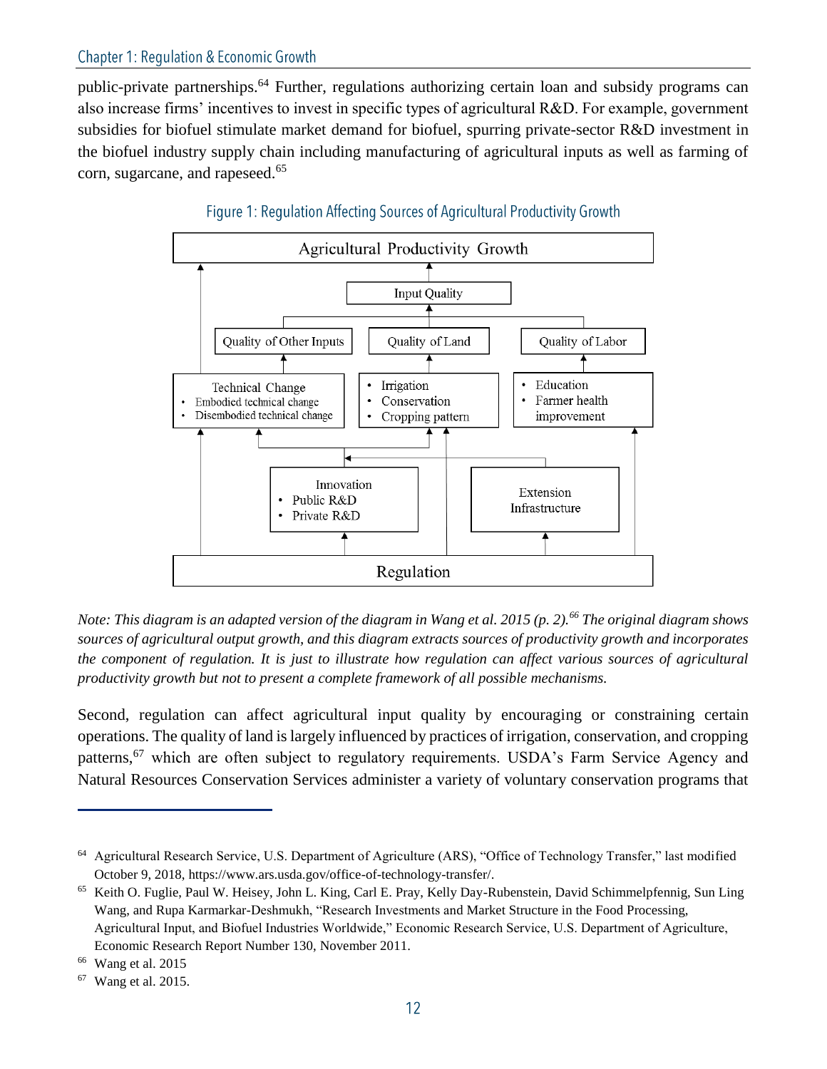public-private partnerships.[64] Further, regulations authorizing certain loan and subsidy programs can also increase firms' incentives to invest in specific types of agricultural R&D. For example, government subsidies for biofuel stimulate market demand for biofuel, spurring private-sector R&D investment in the biofuel industry supply chain including manufacturing of agricultural inputs as well as farming of corn, sugarcane, and rapeseed.[65]

Figure 1: Regulation Affecting Sources of Agricultural Productivity Growth

Agricultural Productivity Growth

Input Quality

Quality of Other Inputs

Quality of Land

Quality of Labor

Technical Change
- Embodied technical change
- Disembodied technical change

- Irrigation
- Conservation
- Cropping pattern

- Education
- Farmer health improvement

Innovation
- Public R&D
- Private R&D

Extension
Infrastructure

Regulation

*Note: This diagram is an adapted version of the diagram in Wang et al. 2015 (p. 2).[66] The original diagram shows sources of agricultural output growth, and this diagram extracts sources of productivity growth and incorporates the component of regulation. It is just to illustrate how regulation can affect various sources of agricultural productivity growth but not to present a complete framework of all possible mechanisms.*

Second, regulation can affect agricultural input quality by encouraging or constraining certain operations. The quality of land is largely influenced by practices of irrigation, conservation, and cropping patterns,[67] which are often subject to regulatory requirements. USDA's Farm Service Agency and Natural Resources Conservation Services administer a variety of voluntary conservation programs that

---

[64] Agricultural Research Service, U.S. Department of Agriculture (ARS), "Office of Technology Transfer," last modified October 9, 2018, https://www.ars.usda.gov/office-of-technology-transfer/.

[65] Keith O. Fuglie, Paul W. Heisey, John L. King, Carl E. Pray, Kelly Day-Rubenstein, David Schimmelpfennig, Sun Ling Wang, and Rupa Karmarkar-Deshmukh, "Research Investments and Market Structure in the Food Processing, Agricultural Input, and Biofuel Industries Worldwide," Economic Research Service, U.S. Department of Agriculture, Economic Research Report Number 130, November 2011.

[66] Wang et al. 2015

[67] Wang et al. 2015.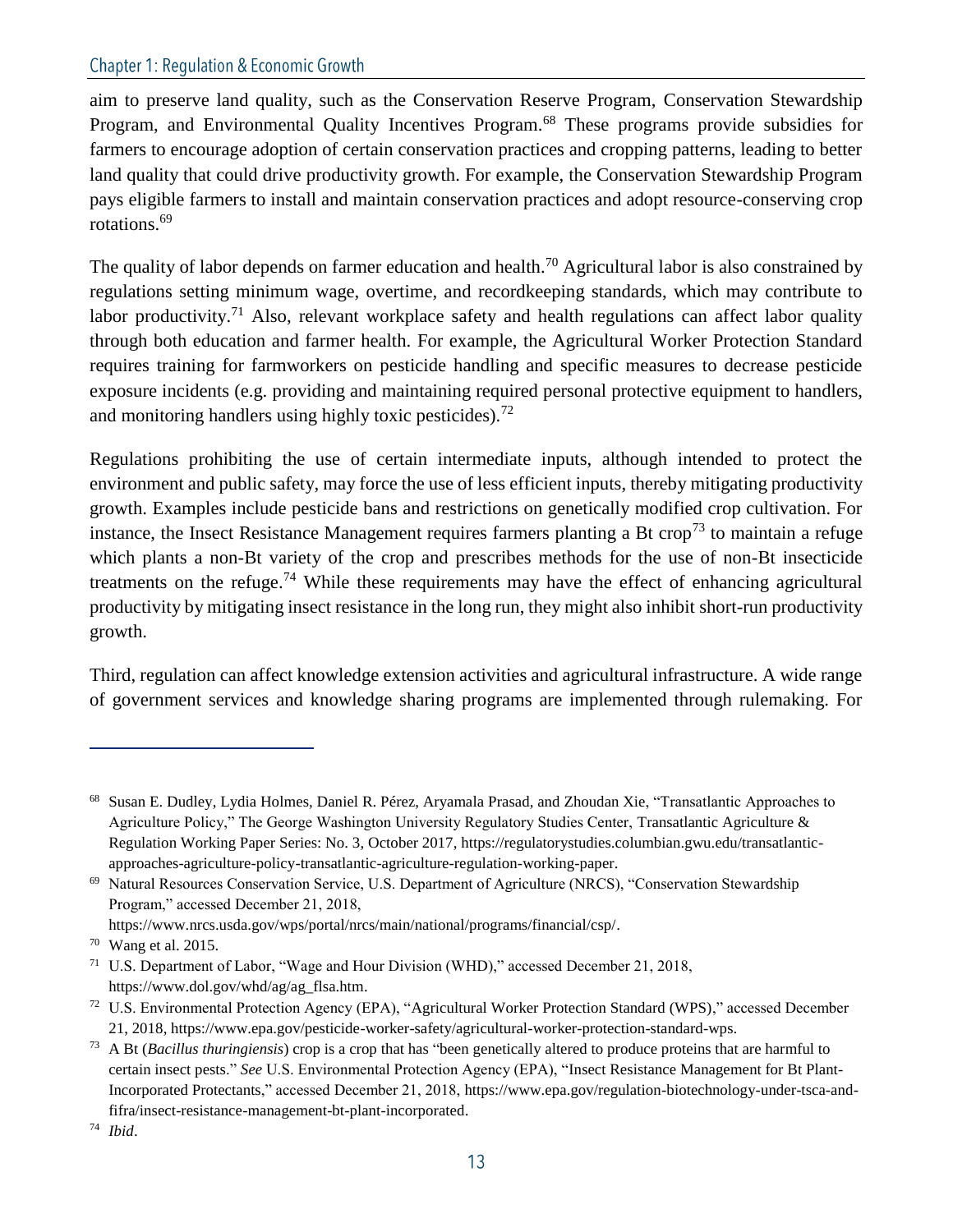aim to preserve land quality, such as the Conservation Reserve Program, Conservation Stewardship Program, and Environmental Quality Incentives Program.[68] These programs provide subsidies for farmers to encourage adoption of certain conservation practices and cropping patterns, leading to better land quality that could drive productivity growth. For example, the Conservation Stewardship Program pays eligible farmers to install and maintain conservation practices and adopt resource-conserving crop rotations.[69]

The quality of labor depends on farmer education and health.[70] Agricultural labor is also constrained by regulations setting minimum wage, overtime, and recordkeeping standards, which may contribute to labor productivity.[71] Also, relevant workplace safety and health regulations can affect labor quality through both education and farmer health. For example, the Agricultural Worker Protection Standard requires training for farmworkers on pesticide handling and specific measures to decrease pesticide exposure incidents (e.g. providing and maintaining required personal protective equipment to handlers, and monitoring handlers using highly toxic pesticides).[72]

Regulations prohibiting the use of certain intermediate inputs, although intended to protect the environment and public safety, may force the use of less efficient inputs, thereby mitigating productivity growth. Examples include pesticide bans and restrictions on genetically modified crop cultivation. For instance, the Insect Resistance Management requires farmers planting a Bt crop[73] to maintain a refuge which plants a non-Bt variety of the crop and prescribes methods for the use of non-Bt insecticide treatments on the refuge.[74] While these requirements may have the effect of enhancing agricultural productivity by mitigating insect resistance in the long run, they might also inhibit short-run productivity growth.

Third, regulation can affect knowledge extension activities and agricultural infrastructure. A wide range of government services and knowledge sharing programs are implemented through rulemaking. For

---

[68] Susan E. Dudley, Lydia Holmes, Daniel R. Pérez, Aryamala Prasad, and Zhoudan Xie, "Transatlantic Approaches to Agriculture Policy," The George Washington University Regulatory Studies Center, Transatlantic Agriculture & Regulation Working Paper Series: No. 3, October 2017, https://regulatorystudies.columbian.gwu.edu/transatlantic-approaches-agriculture-policy-transatlantic-agriculture-regulation-working-paper.

[69] Natural Resources Conservation Service, U.S. Department of Agriculture (NRCS), "Conservation Stewardship Program," accessed December 21, 2018, https://www.nrcs.usda.gov/wps/portal/nrcs/main/national/programs/financial/csp/.

[70] Wang et al. 2015.

[71] U.S. Department of Labor, "Wage and Hour Division (WHD)," accessed December 21, 2018, https://www.dol.gov/whd/ag/ag_flsa.htm.

[72] U.S. Environmental Protection Agency (EPA), "Agricultural Worker Protection Standard (WPS)," accessed December 21, 2018, https://www.epa.gov/pesticide-worker-safety/agricultural-worker-protection-standard-wps.

[73] A Bt (*Bacillus thuringiensis*) crop is a crop that has "been genetically altered to produce proteins that are harmful to certain insect pests." *See* U.S. Environmental Protection Agency (EPA), "Insect Resistance Management for Bt Plant-Incorporated Protectants," accessed December 21, 2018, https://www.epa.gov/regulation-biotechnology-under-tsca-and-fifra/insect-resistance-management-bt-plant-incorporated.

[74] *Ibid*.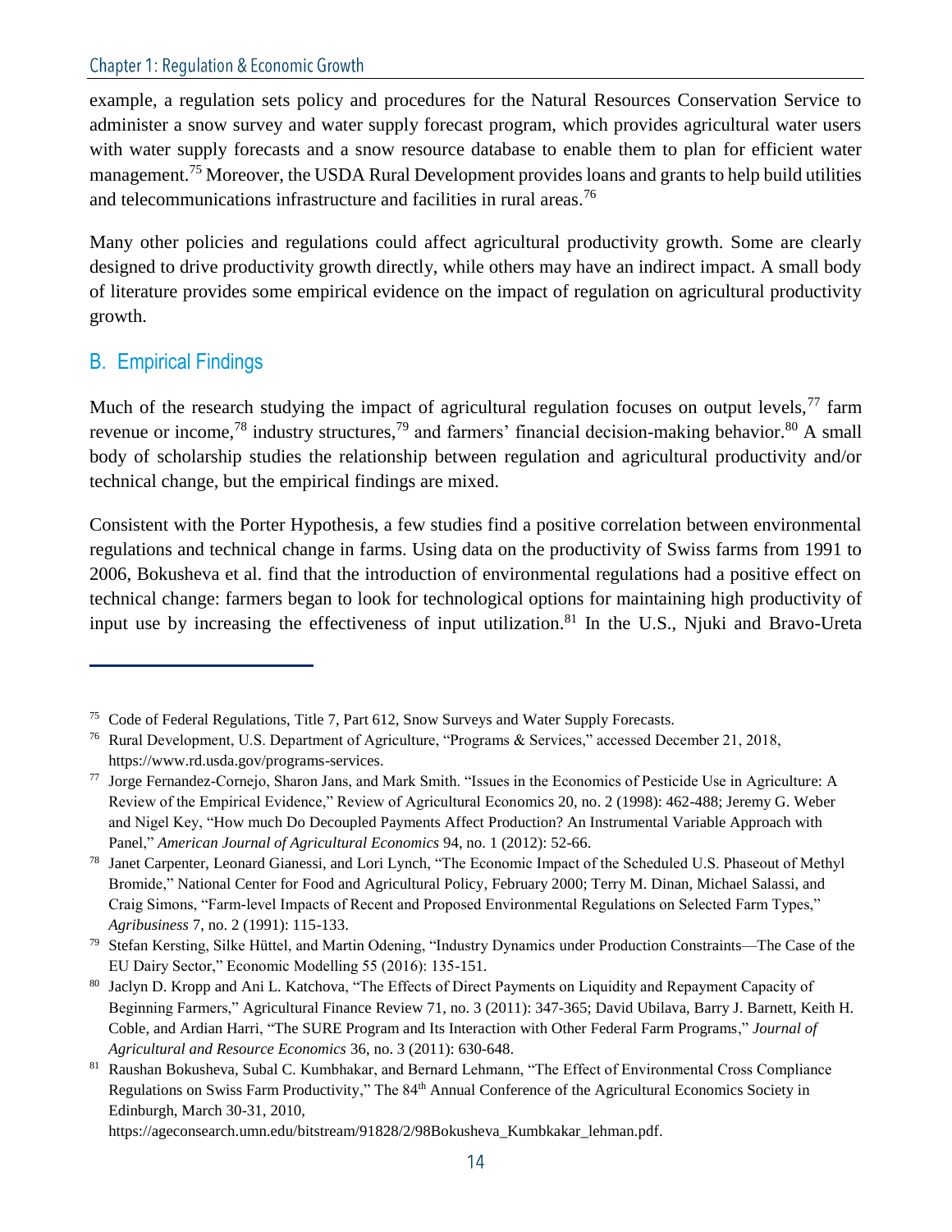example, a regulation sets policy and procedures for the Natural Resources Conservation Service to administer a snow survey and water supply forecast program, which provides agricultural water users with water supply forecasts and a snow resource database to enable them to plan for efficient water management.[75] Moreover, the USDA Rural Development provides loans and grants to help build utilities and telecommunications infrastructure and facilities in rural areas.[76]

Many other policies and regulations could affect agricultural productivity growth. Some are clearly designed to drive productivity growth directly, while others may have an indirect impact. A small body of literature provides some empirical evidence on the impact of regulation on agricultural productivity growth.

## B. Empirical Findings

Much of the research studying the impact of agricultural regulation focuses on output levels,[77] farm revenue or income,[78] industry structures,[79] and farmers' financial decision-making behavior.[80] A small body of scholarship studies the relationship between regulation and agricultural productivity and/or technical change, but the empirical findings are mixed.

Consistent with the Porter Hypothesis, a few studies find a positive correlation between environmental regulations and technical change in farms. Using data on the productivity of Swiss farms from 1991 to 2006, Bokusheva et al. find that the introduction of environmental regulations had a positive effect on technical change: farmers began to look for technological options for maintaining high productivity of input use by increasing the effectiveness of input utilization.[81] In the U.S., Njuki and Bravo-Ureta

---

[75] Code of Federal Regulations, Title 7, Part 612, Snow Surveys and Water Supply Forecasts.

[76] Rural Development, U.S. Department of Agriculture, "Programs & Services," accessed December 21, 2018, https://www.rd.usda.gov/programs-services.

[77] Jorge Fernandez-Cornejo, Sharon Jans, and Mark Smith. "Issues in the Economics of Pesticide Use in Agriculture: A Review of the Empirical Evidence," Review of Agricultural Economics 20, no. 2 (1998): 462-488; Jeremy G. Weber and Nigel Key, "How much Do Decoupled Payments Affect Production? An Instrumental Variable Approach with Panel," *American Journal of Agricultural Economics* 94, no. 1 (2012): 52-66.

[78] Janet Carpenter, Leonard Gianessi, and Lori Lynch, "The Economic Impact of the Scheduled U.S. Phaseout of Methyl Bromide," National Center for Food and Agricultural Policy, February 2000; Terry M. Dinan, Michael Salassi, and Craig Simons, "Farm-level Impacts of Recent and Proposed Environmental Regulations on Selected Farm Types," *Agribusiness* 7, no. 2 (1991): 115-133.

[79] Stefan Kersting, Silke Hüttel, and Martin Odening, "Industry Dynamics under Production Constraints—The Case of the EU Dairy Sector," Economic Modelling 55 (2016): 135-151.

[80] Jaclyn D. Kropp and Ani L. Katchova, "The Effects of Direct Payments on Liquidity and Repayment Capacity of Beginning Farmers," Agricultural Finance Review 71, no. 3 (2011): 347-365; David Ubilava, Barry J. Barnett, Keith H. Coble, and Ardian Harri, "The SURE Program and Its Interaction with Other Federal Farm Programs," *Journal of Agricultural and Resource Economics* 36, no. 3 (2011): 630-648.

[81] Raushan Bokusheva, Subal C. Kumbhakar, and Bernard Lehmann, "The Effect of Environmental Cross Compliance Regulations on Swiss Farm Productivity," The 84th Annual Conference of the Agricultural Economics Society in Edinburgh, March 30-31, 2010, https://ageconsearch.umn.edu/bitstream/91828/2/98Bokusheva_Kumbkakar_lehman.pdf.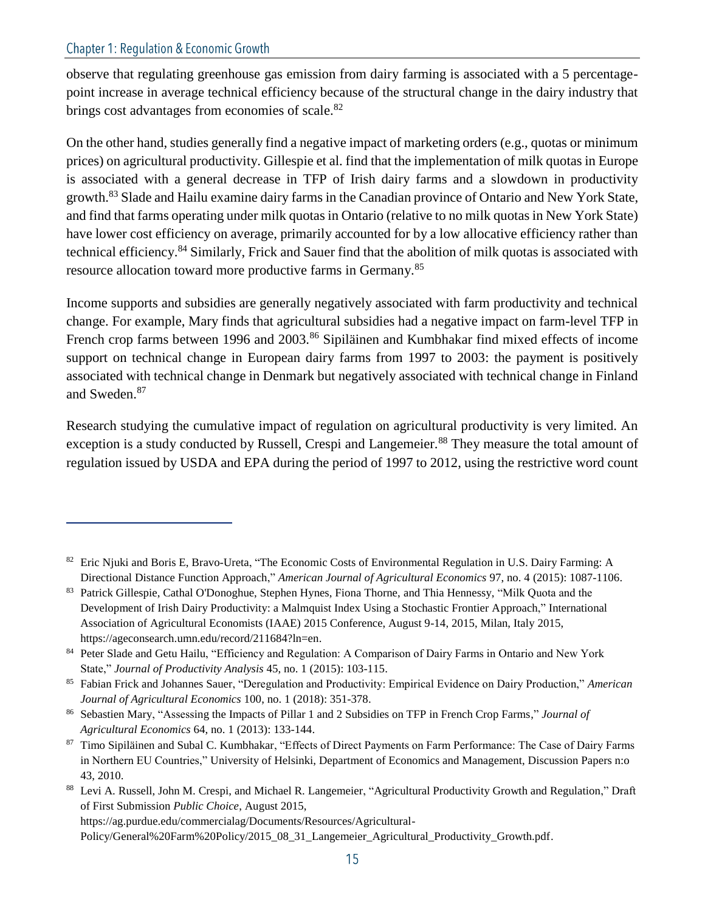observe that regulating greenhouse gas emission from dairy farming is associated with a 5 percentage-point increase in average technical efficiency because of the structural change in the dairy industry that brings cost advantages from economies of scale.[82]

On the other hand, studies generally find a negative impact of marketing orders (e.g., quotas or minimum prices) on agricultural productivity. Gillespie et al. find that the implementation of milk quotas in Europe is associated with a general decrease in TFP of Irish dairy farms and a slowdown in productivity growth.[83] Slade and Hailu examine dairy farms in the Canadian province of Ontario and New York State, and find that farms operating under milk quotas in Ontario (relative to no milk quotas in New York State) have lower cost efficiency on average, primarily accounted for by a low allocative efficiency rather than technical efficiency.[84] Similarly, Frick and Sauer find that the abolition of milk quotas is associated with resource allocation toward more productive farms in Germany.[85]

Income supports and subsidies are generally negatively associated with farm productivity and technical change. For example, Mary finds that agricultural subsidies had a negative impact on farm-level TFP in French crop farms between 1996 and 2003.[86] Sipiläinen and Kumbhakar find mixed effects of income support on technical change in European dairy farms from 1997 to 2003: the payment is positively associated with technical change in Denmark but negatively associated with technical change in Finland and Sweden.[87]

Research studying the cumulative impact of regulation on agricultural productivity is very limited. An exception is a study conducted by Russell, Crespi and Langemeier.[88] They measure the total amount of regulation issued by USDA and EPA during the period of 1997 to 2012, using the restrictive word count

---

[82] Eric Njuki and Boris E, Bravo-Ureta, "The Economic Costs of Environmental Regulation in U.S. Dairy Farming: A Directional Distance Function Approach," *American Journal of Agricultural Economics* 97, no. 4 (2015): 1087-1106.

[83] Patrick Gillespie, Cathal O'Donoghue, Stephen Hynes, Fiona Thorne, and Thia Hennessy, "Milk Quota and the Development of Irish Dairy Productivity: a Malmquist Index Using a Stochastic Frontier Approach," International Association of Agricultural Economists (IAAE) 2015 Conference, August 9-14, 2015, Milan, Italy 2015, https://ageconsearch.umn.edu/record/211684?ln=en.

[84] Peter Slade and Getu Hailu, "Efficiency and Regulation: A Comparison of Dairy Farms in Ontario and New York State," *Journal of Productivity Analysis* 45, no. 1 (2015): 103-115.

[85] Fabian Frick and Johannes Sauer, "Deregulation and Productivity: Empirical Evidence on Dairy Production," *American Journal of Agricultural Economics* 100, no. 1 (2018): 351-378.

[86] Sebastien Mary, "Assessing the Impacts of Pillar 1 and 2 Subsidies on TFP in French Crop Farms," *Journal of Agricultural Economics* 64, no. 1 (2013): 133-144.

[87] Timo Sipiläinen and Subal C. Kumbhakar, "Effects of Direct Payments on Farm Performance: The Case of Dairy Farms in Northern EU Countries," University of Helsinki, Department of Economics and Management, Discussion Papers n:o 43, 2010.

[88] Levi A. Russell, John M. Crespi, and Michael R. Langemeier, "Agricultural Productivity Growth and Regulation," Draft of First Submission *Public Choice*, August 2015, https://ag.purdue.edu/commercialag/Documents/Resources/Agricultural-Policy/General%20Farm%20Policy/2015_08_31_Langemeier_Agricultural_Productivity_Growth.pdf.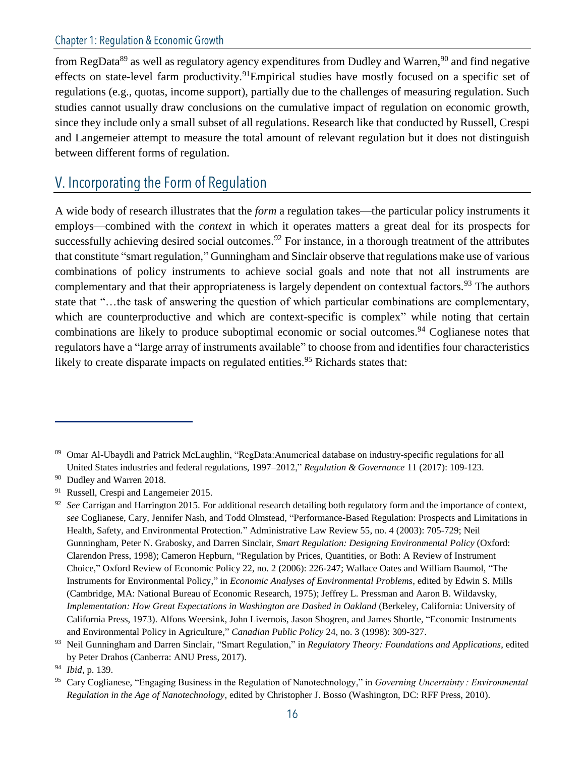from RegData[89] as well as regulatory agency expenditures from Dudley and Warren,[90] and find negative effects on state-level farm productivity.[91] Empirical studies have mostly focused on a specific set of regulations (e.g., quotas, income support), partially due to the challenges of measuring regulation. Such studies cannot usually draw conclusions on the cumulative impact of regulation on economic growth, since they include only a small subset of all regulations. Research like that conducted by Russell, Crespi and Langemeier attempt to measure the total amount of relevant regulation but it does not distinguish between different forms of regulation.

## V. Incorporating the Form of Regulation

A wide body of research illustrates that the *form* a regulation takes—the particular policy instruments it employs—combined with the *context* in which it operates matters a great deal for its prospects for successfully achieving desired social outcomes.[92] For instance, in a thorough treatment of the attributes that constitute "smart regulation," Gunningham and Sinclair observe that regulations make use of various combinations of policy instruments to achieve social goals and note that not all instruments are complementary and that their appropriateness is largely dependent on contextual factors.[93] The authors state that "…the task of answering the question of which particular combinations are complementary, which are counterproductive and which are context-specific is complex" while noting that certain combinations are likely to produce suboptimal economic or social outcomes.[94] Coglianese notes that regulators have a "large array of instruments available" to choose from and identifies four characteristics likely to create disparate impacts on regulated entities.[95] Richards states that:

---

[89] Omar Al-Ubaydli and Patrick McLaughlin, "RegData:Anumerical database on industry-specific regulations for all United States industries and federal regulations, 1997–2012," *Regulation & Governance* 11 (2017): 109-123.

[90] Dudley and Warren 2018.

[91] Russell, Crespi and Langemeier 2015.

[92] *See* Carrigan and Harrington 2015. For additional research detailing both regulatory form and the importance of context, *see* Coglianese, Cary, Jennifer Nash, and Todd Olmstead, "Performance-Based Regulation: Prospects and Limitations in Health, Safety, and Environmental Protection." Administrative Law Review 55, no. 4 (2003): 705-729; Neil Gunningham, Peter N. Grabosky, and Darren Sinclair, *Smart Regulation: Designing Environmental Policy* (Oxford: Clarendon Press, 1998); Cameron Hepburn, "Regulation by Prices, Quantities, or Both: A Review of Instrument Choice," Oxford Review of Economic Policy 22, no. 2 (2006): 226-247; Wallace Oates and William Baumol, "The Instruments for Environmental Policy," in *Economic Analyses of Environmental Problems*, edited by Edwin S. Mills (Cambridge, MA: National Bureau of Economic Research, 1975); Jeffrey L. Pressman and Aaron B. Wildavsky, *Implementation: How Great Expectations in Washington are Dashed in Oakland* (Berkeley, California: University of California Press, 1973). Alfons Weersink, John Livernois, Jason Shogren, and James Shortle, "Economic Instruments and Environmental Policy in Agriculture," *Canadian Public Policy* 24, no. 3 (1998): 309-327.

[93] Neil Gunningham and Darren Sinclair, "Smart Regulation," in *Regulatory Theory: Foundations and Applications*, edited by Peter Drahos (Canberra: ANU Press, 2017).

[94] *Ibid*, p. 139.

[95] Cary Coglianese, "Engaging Business in the Regulation of Nanotechnology," in *Governing Uncertainty : Environmental Regulation in the Age of Nanotechnology*, edited by Christopher J. Bosso (Washington, DC: RFF Press, 2010).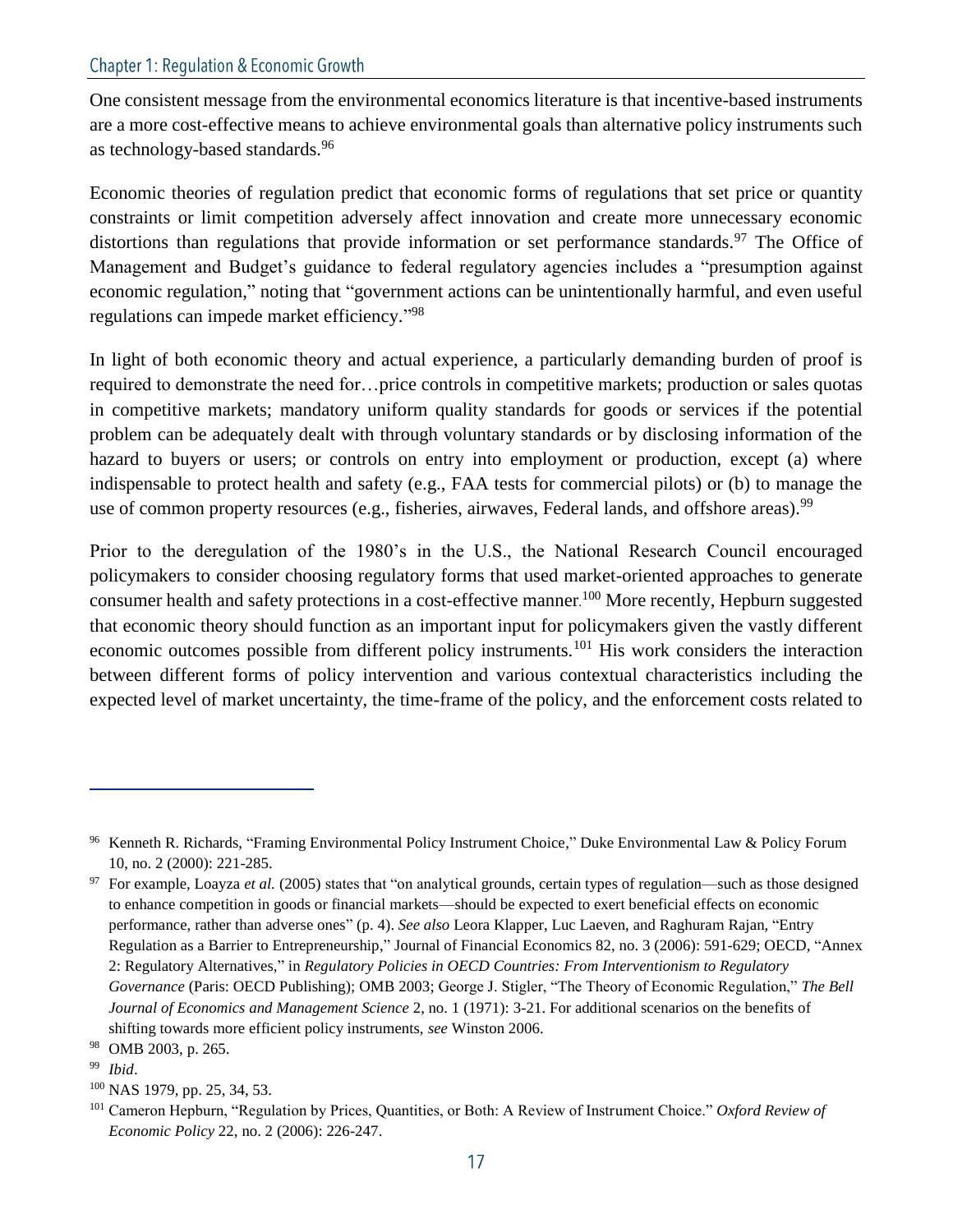One consistent message from the environmental economics literature is that incentive-based instruments are a more cost-effective means to achieve environmental goals than alternative policy instruments such as technology-based standards.[96]

Economic theories of regulation predict that economic forms of regulations that set price or quantity constraints or limit competition adversely affect innovation and create more unnecessary economic distortions than regulations that provide information or set performance standards.[97] The Office of Management and Budget's guidance to federal regulatory agencies includes a "presumption against economic regulation," noting that "government actions can be unintentionally harmful, and even useful regulations can impede market efficiency."[98]

In light of both economic theory and actual experience, a particularly demanding burden of proof is required to demonstrate the need for…price controls in competitive markets; production or sales quotas in competitive markets; mandatory uniform quality standards for goods or services if the potential problem can be adequately dealt with through voluntary standards or by disclosing information of the hazard to buyers or users; or controls on entry into employment or production, except (a) where indispensable to protect health and safety (e.g., FAA tests for commercial pilots) or (b) to manage the use of common property resources (e.g., fisheries, airwaves, Federal lands, and offshore areas).[99]

Prior to the deregulation of the 1980's in the U.S., the National Research Council encouraged policymakers to consider choosing regulatory forms that used market-oriented approaches to generate consumer health and safety protections in a cost-effective manner.[100] More recently, Hepburn suggested that economic theory should function as an important input for policymakers given the vastly different economic outcomes possible from different policy instruments.[101] His work considers the interaction between different forms of policy intervention and various contextual characteristics including the expected level of market uncertainty, the time-frame of the policy, and the enforcement costs related to

---

[96] Kenneth R. Richards, "Framing Environmental Policy Instrument Choice," Duke Environmental Law & Policy Forum 10, no. 2 (2000): 221-285.

[97] For example, Loayza *et al.* (2005) states that "on analytical grounds, certain types of regulation—such as those designed to enhance competition in goods or financial markets—should be expected to exert beneficial effects on economic performance, rather than adverse ones" (p. 4). *See also* Leora Klapper, Luc Laeven, and Raghuram Rajan, "Entry Regulation as a Barrier to Entrepreneurship," Journal of Financial Economics 82, no. 3 (2006): 591-629; OECD, "Annex 2: Regulatory Alternatives," in *Regulatory Policies in OECD Countries: From Interventionism to Regulatory Governance* (Paris: OECD Publishing); OMB 2003; George J. Stigler, "The Theory of Economic Regulation," *The Bell Journal of Economics and Management Science* 2, no. 1 (1971): 3-21. For additional scenarios on the benefits of shifting towards more efficient policy instruments, *see* Winston 2006.

[98] OMB 2003, p. 265.

[99] *Ibid*.

[100] NAS 1979, pp. 25, 34, 53.

[101] Cameron Hepburn, "Regulation by Prices, Quantities, or Both: A Review of Instrument Choice." *Oxford Review of Economic Policy* 22, no. 2 (2006): 226-247.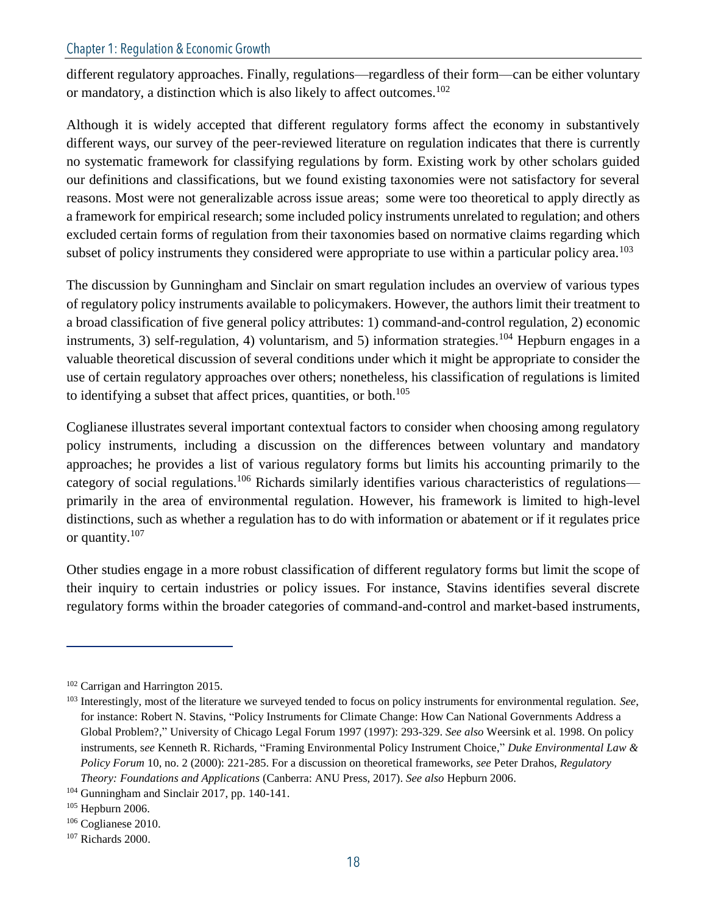different regulatory approaches. Finally, regulations—regardless of their form—can be either voluntary or mandatory, a distinction which is also likely to affect outcomes.[102]

Although it is widely accepted that different regulatory forms affect the economy in substantively different ways, our survey of the peer-reviewed literature on regulation indicates that there is currently no systematic framework for classifying regulations by form. Existing work by other scholars guided our definitions and classifications, but we found existing taxonomies were not satisfactory for several reasons. Most were not generalizable across issue areas; some were too theoretical to apply directly as a framework for empirical research; some included policy instruments unrelated to regulation; and others excluded certain forms of regulation from their taxonomies based on normative claims regarding which subset of policy instruments they considered were appropriate to use within a particular policy area.[103]

The discussion by Gunningham and Sinclair on smart regulation includes an overview of various types of regulatory policy instruments available to policymakers. However, the authors limit their treatment to a broad classification of five general policy attributes: 1) command-and-control regulation, 2) economic instruments, 3) self-regulation, 4) voluntarism, and 5) information strategies.[104] Hepburn engages in a valuable theoretical discussion of several conditions under which it might be appropriate to consider the use of certain regulatory approaches over others; nonetheless, his classification of regulations is limited to identifying a subset that affect prices, quantities, or both.[105]

Coglianese illustrates several important contextual factors to consider when choosing among regulatory policy instruments, including a discussion on the differences between voluntary and mandatory approaches; he provides a list of various regulatory forms but limits his accounting primarily to the category of social regulations.[106] Richards similarly identifies various characteristics of regulations—primarily in the area of environmental regulation. However, his framework is limited to high-level distinctions, such as whether a regulation has to do with information or abatement or if it regulates price or quantity.[107]

Other studies engage in a more robust classification of different regulatory forms but limit the scope of their inquiry to certain industries or policy issues. For instance, Stavins identifies several discrete regulatory forms within the broader categories of command-and-control and market-based instruments,

---

[102] Carrigan and Harrington 2015.

[103] Interestingly, most of the literature we surveyed tended to focus on policy instruments for environmental regulation. *See*, for instance: Robert N. Stavins, "Policy Instruments for Climate Change: How Can National Governments Address a Global Problem?," University of Chicago Legal Forum 1997 (1997): 293-329. *See also* Weersink et al. 1998. On policy instruments, *see* Kenneth R. Richards, "Framing Environmental Policy Instrument Choice," *Duke Environmental Law & Policy Forum* 10, no. 2 (2000): 221-285. For a discussion on theoretical frameworks, *see* Peter Drahos, *Regulatory Theory: Foundations and Applications* (Canberra: ANU Press, 2017). *See also* Hepburn 2006.

[104] Gunningham and Sinclair 2017, pp. 140-141.

[105] Hepburn 2006.

[106] Coglianese 2010.

[107] Richards 2000.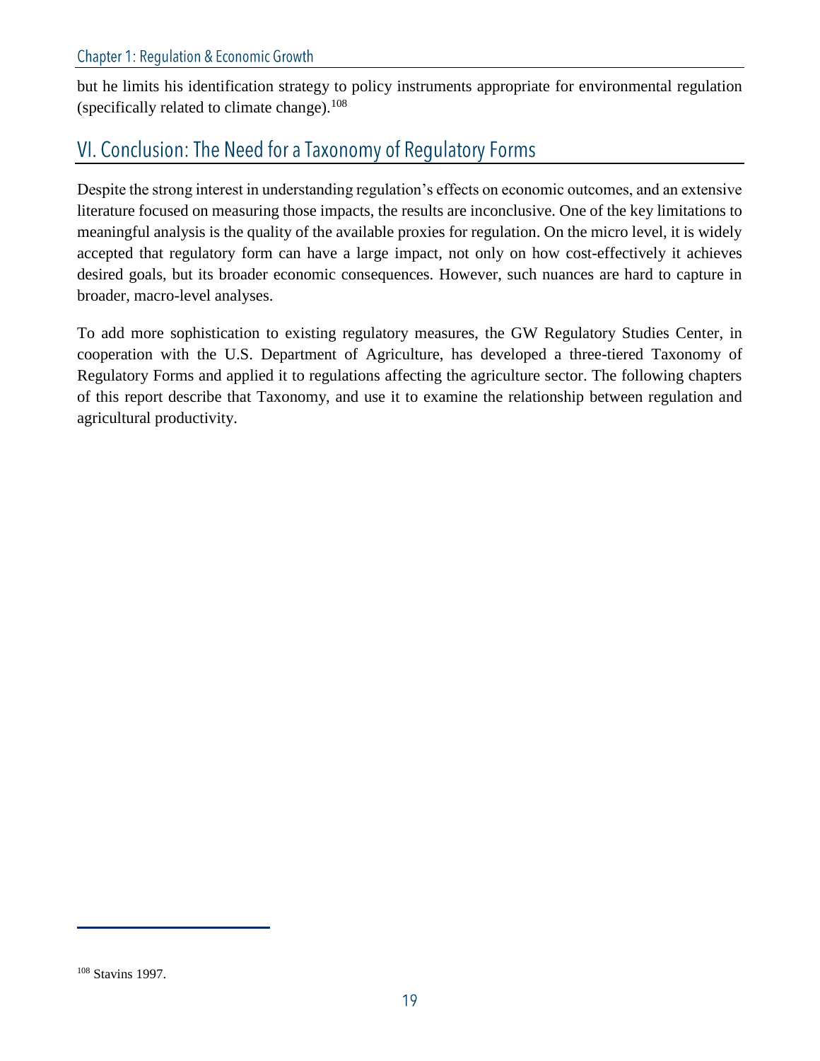but he limits his identification strategy to policy instruments appropriate for environmental regulation (specifically related to climate change).[108]

## VI. Conclusion: The Need for a Taxonomy of Regulatory Forms

Despite the strong interest in understanding regulation's effects on economic outcomes, and an extensive literature focused on measuring those impacts, the results are inconclusive. One of the key limitations to meaningful analysis is the quality of the available proxies for regulation. On the micro level, it is widely accepted that regulatory form can have a large impact, not only on how cost-effectively it achieves desired goals, but its broader economic consequences. However, such nuances are hard to capture in broader, macro-level analyses.

To add more sophistication to existing regulatory measures, the GW Regulatory Studies Center, in cooperation with the U.S. Department of Agriculture, has developed a three-tiered Taxonomy of Regulatory Forms and applied it to regulations affecting the agriculture sector. The following chapters of this report describe that Taxonomy, and use it to examine the relationship between regulation and agricultural productivity.

---

[108] Stavins 1997.